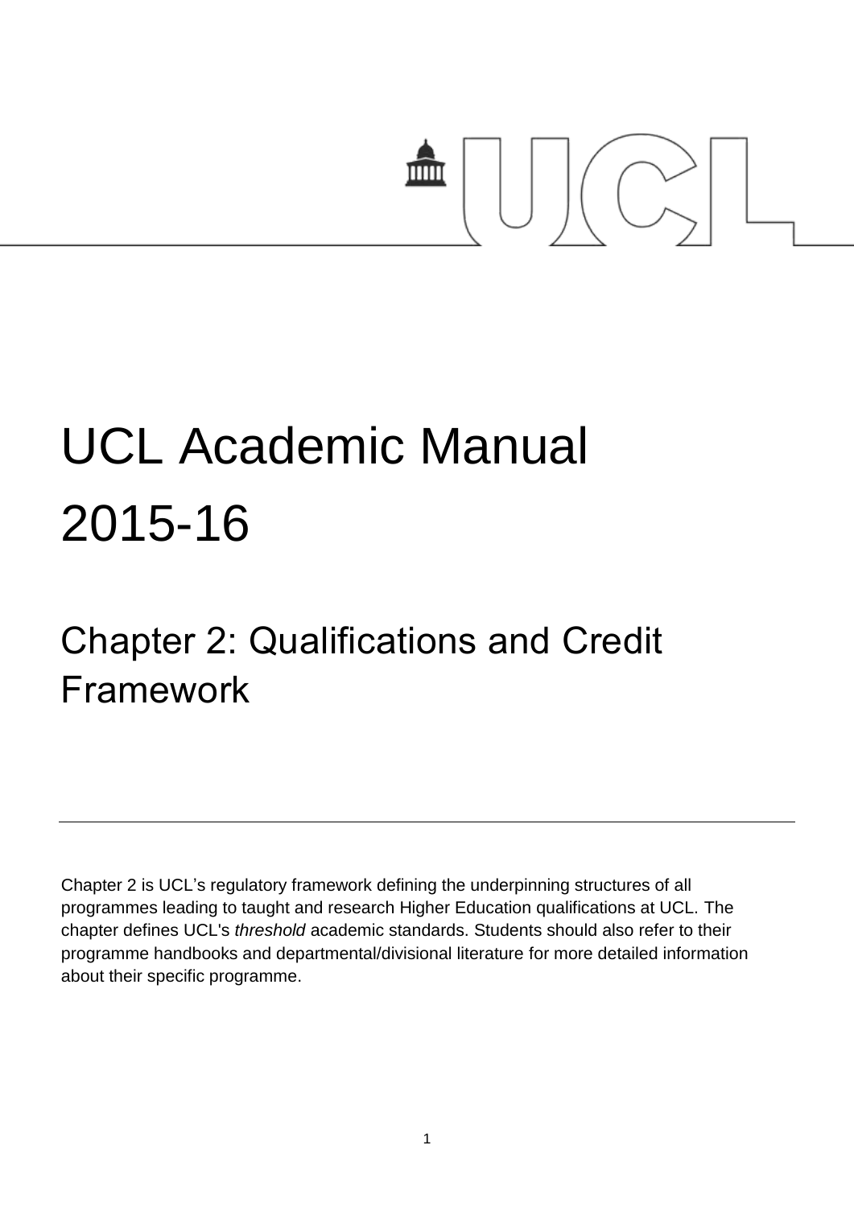# UCL Academic Manual 2015-16

## Chapter 2: Qualifications and Credit Framework

---

Chapter 2 is UCL's regulatory framework defining the underpinning structures of all programmes leading to taught and research Higher Education qualifications at UCL. The chapter defines UCL's *threshold* academic standards. Students should also refer to their programme handbooks and departmental/divisional literature for more detailed information about their specific programme.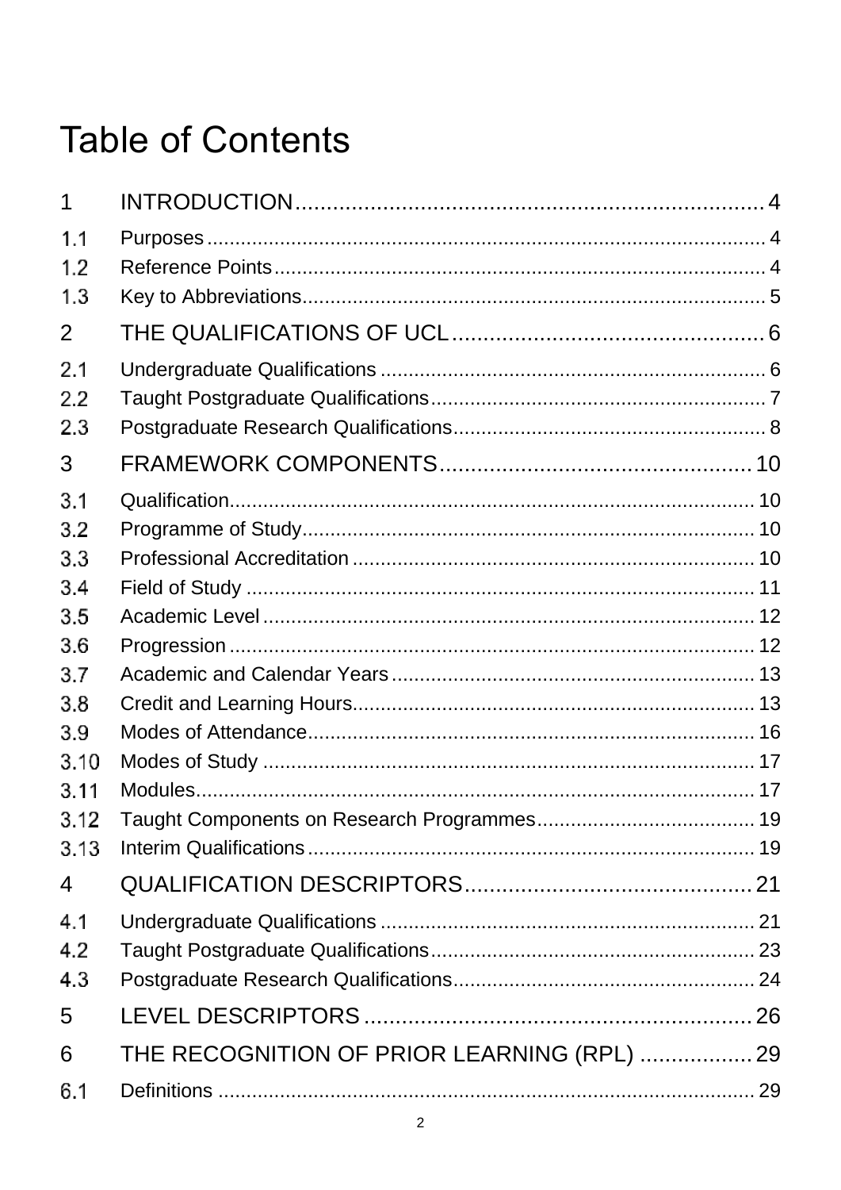# Table of Contents

1 INTRODUCTION .......... 4

1.1 Purposes .......... 4

1.2 Reference Points .......... 4

1.3 Key to Abbreviations .......... 5

2 THE QUALIFICATIONS OF UCL .......... 6

2.1 Undergraduate Qualifications .......... 6

2.2 Taught Postgraduate Qualifications .......... 7

2.3 Postgraduate Research Qualifications .......... 8

3 FRAMEWORK COMPONENTS .......... 10

3.1 Qualification .......... 10

3.2 Programme of Study .......... 10

3.3 Professional Accreditation .......... 10

3.4 Field of Study .......... 11

3.5 Academic Level .......... 12

3.6 Progression .......... 12

3.7 Academic and Calendar Years .......... 13

3.8 Credit and Learning Hours .......... 13

3.9 Modes of Attendance .......... 16

3.10 Modes of Study .......... 17

3.11 Modules .......... 17

3.12 Taught Components on Research Programmes .......... 19

3.13 Interim Qualifications .......... 19

4 QUALIFICATION DESCRIPTORS .......... 21

4.1 Undergraduate Qualifications .......... 21

4.2 Taught Postgraduate Qualifications .......... 23

4.3 Postgraduate Research Qualifications .......... 24

5 LEVEL DESCRIPTORS .......... 26

6 THE RECOGNITION OF PRIOR LEARNING (RPL) .......... 29

6.1 Definitions .......... 29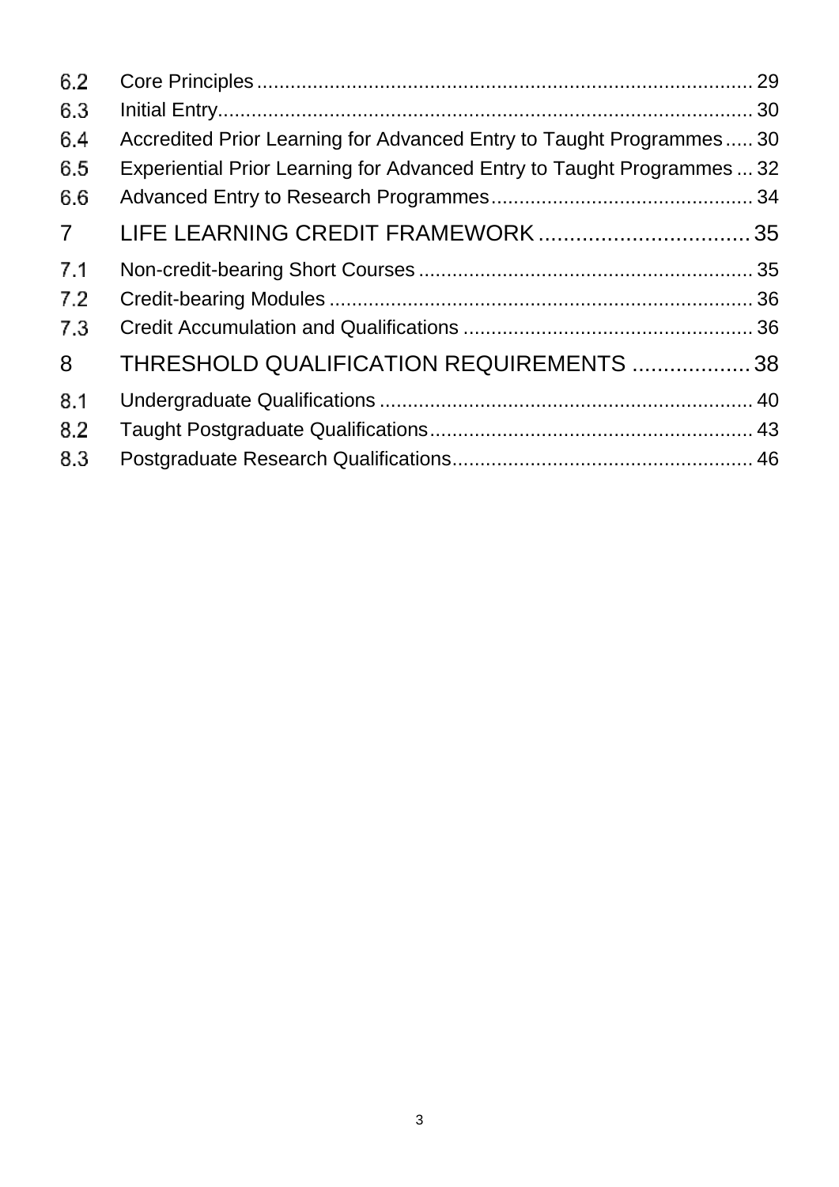6.2 Core Principles ........................................................................................ 29
6.3 Initial Entry.............................................................................................. 30
6.4 Accredited Prior Learning for Advanced Entry to Taught Programmes..... 30
6.5 Experiential Prior Learning for Advanced Entry to Taught Programmes ... 32
6.6 Advanced Entry to Research Programmes............................................... 34

7 LIFE LEARNING CREDIT FRAMEWORK.................................. 35

7.1 Non-credit-bearing Short Courses ........................................................... 35
7.2 Credit-bearing Modules ........................................................................... 36
7.3 Credit Accumulation and Qualifications ................................................... 36

8 THRESHOLD QUALIFICATION REQUIREMENTS ................... 38

8.1 Undergraduate Qualifications .................................................................. 40
8.2 Taught Postgraduate Qualifications.......................................................... 43
8.3 Postgraduate Research Qualifications..................................................... 46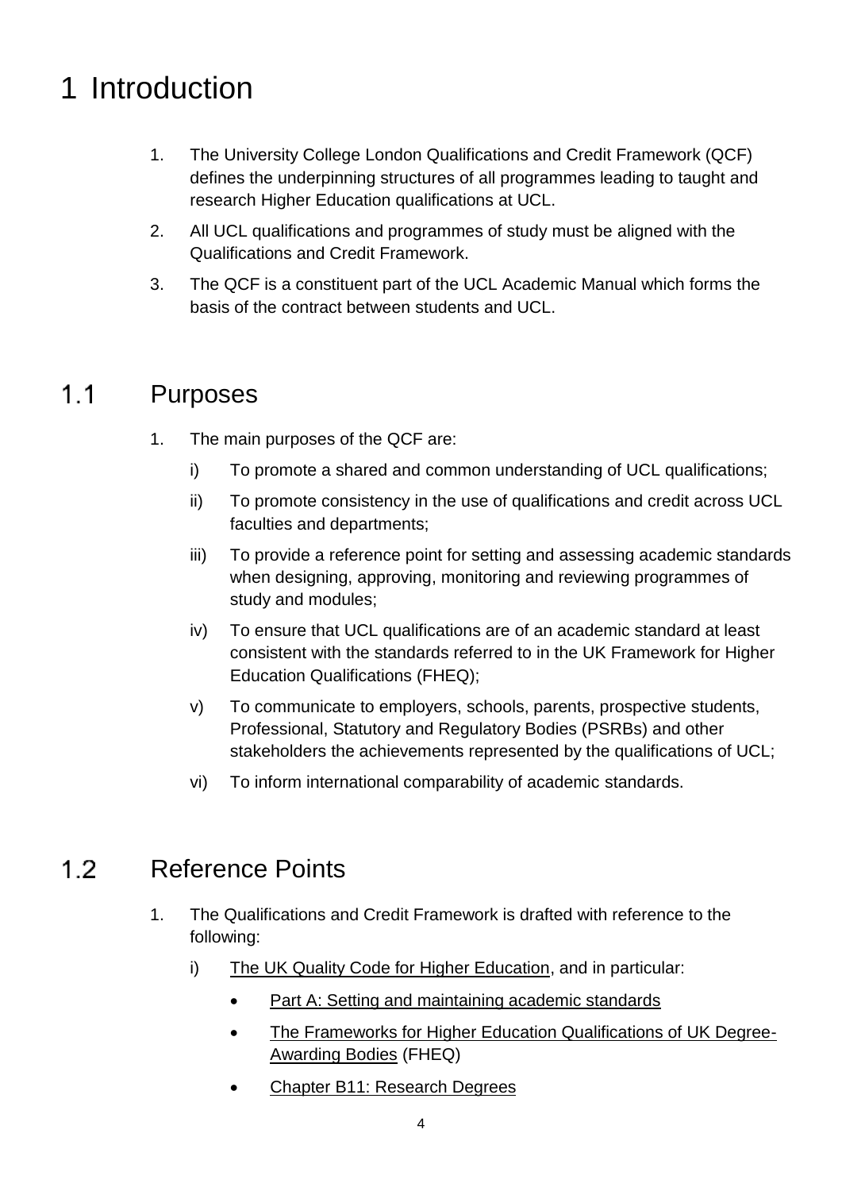# 1 Introduction

1. The University College London Qualifications and Credit Framework (QCF) defines the underpinning structures of all programmes leading to taught and research Higher Education qualifications at UCL.
2. All UCL qualifications and programmes of study must be aligned with the Qualifications and Credit Framework.
3. The QCF is a constituent part of the UCL Academic Manual which forms the basis of the contract between students and UCL.

## 1.1 Purposes

1. The main purposes of the QCF are:
   i) To promote a shared and common understanding of UCL qualifications;
   ii) To promote consistency in the use of qualifications and credit across UCL faculties and departments;
   iii) To provide a reference point for setting and assessing academic standards when designing, approving, monitoring and reviewing programmes of study and modules;
   iv) To ensure that UCL qualifications are of an academic standard at least consistent with the standards referred to in the UK Framework for Higher Education Qualifications (FHEQ);
   v) To communicate to employers, schools, parents, prospective students, Professional, Statutory and Regulatory Bodies (PSRBs) and other stakeholders the achievements represented by the qualifications of UCL;
   vi) To inform international comparability of academic standards.

## 1.2 Reference Points

1. The Qualifications and Credit Framework is drafted with reference to the following:
   i) The UK Quality Code for Higher Education, and in particular:
      - Part A: Setting and maintaining academic standards
      - The Frameworks for Higher Education Qualifications of UK Degree-Awarding Bodies (FHEQ)
      - Chapter B11: Research Degrees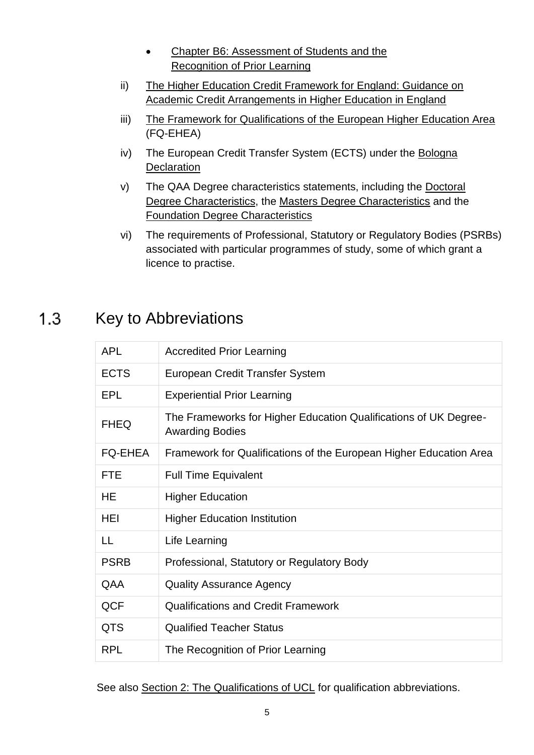- Chapter B6: Assessment of Students and the Recognition of Prior Learning

ii) The Higher Education Credit Framework for England: Guidance on Academic Credit Arrangements in Higher Education in England

iii) The Framework for Qualifications of the European Higher Education Area (FQ-EHEA)

iv) The European Credit Transfer System (ECTS) under the Bologna Declaration

v) The QAA Degree characteristics statements, including the Doctoral Degree Characteristics, the Masters Degree Characteristics and the Foundation Degree Characteristics

vi) The requirements of Professional, Statutory or Regulatory Bodies (PSRBs) associated with particular programmes of study, some of which grant a licence to practise.

## 1.3 Key to Abbreviations

| APL | Accredited Prior Learning |
|---|---|
| ECTS | European Credit Transfer System |
| EPL | Experiential Prior Learning |
| FHEQ | The Frameworks for Higher Education Qualifications of UK Degree-Awarding Bodies |
| FQ-EHEA | Framework for Qualifications of the European Higher Education Area |
| FTE | Full Time Equivalent |
| HE | Higher Education |
| HEI | Higher Education Institution |
| LL | Life Learning |
| PSRB | Professional, Statutory or Regulatory Body |
| QAA | Quality Assurance Agency |
| QCF | Qualifications and Credit Framework |
| QTS | Qualified Teacher Status |
| RPL | The Recognition of Prior Learning |

See also Section 2: The Qualifications of UCL for qualification abbreviations.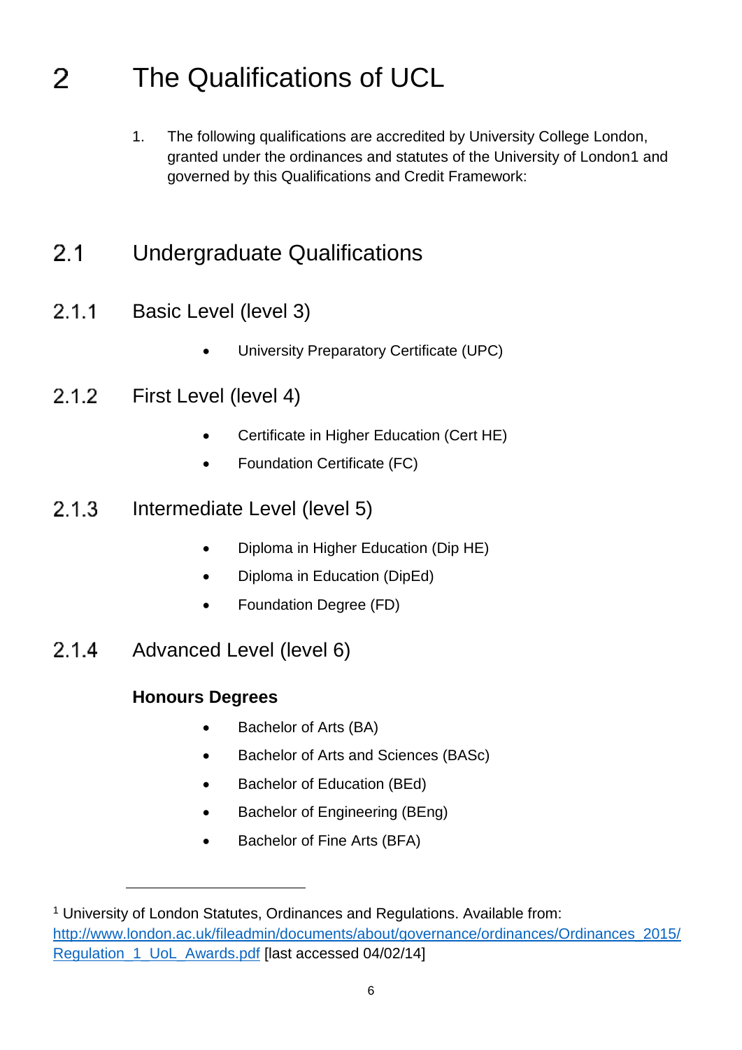# 2 The Qualifications of UCL

1. The following qualifications are accredited by University College London, granted under the ordinances and statutes of the University of London[1] and governed by this Qualifications and Credit Framework:

## 2.1 Undergraduate Qualifications

### 2.1.1 Basic Level (level 3)

- University Preparatory Certificate (UPC)

### 2.1.2 First Level (level 4)

- Certificate in Higher Education (Cert HE)
- Foundation Certificate (FC)

### 2.1.3 Intermediate Level (level 5)

- Diploma in Higher Education (Dip HE)
- Diploma in Education (DipEd)
- Foundation Degree (FD)

### 2.1.4 Advanced Level (level 6)

**Honours Degrees**

- Bachelor of Arts (BA)
- Bachelor of Arts and Sciences (BASc)
- Bachelor of Education (BEd)
- Bachelor of Engineering (BEng)
- Bachelor of Fine Arts (BFA)

---

[1] University of London Statutes, Ordinances and Regulations. Available from: http://www.london.ac.uk/fileadmin/documents/about/governance/ordinances/Ordinances_2015/Regulation_1_UoL_Awards.pdf [last accessed 04/02/14]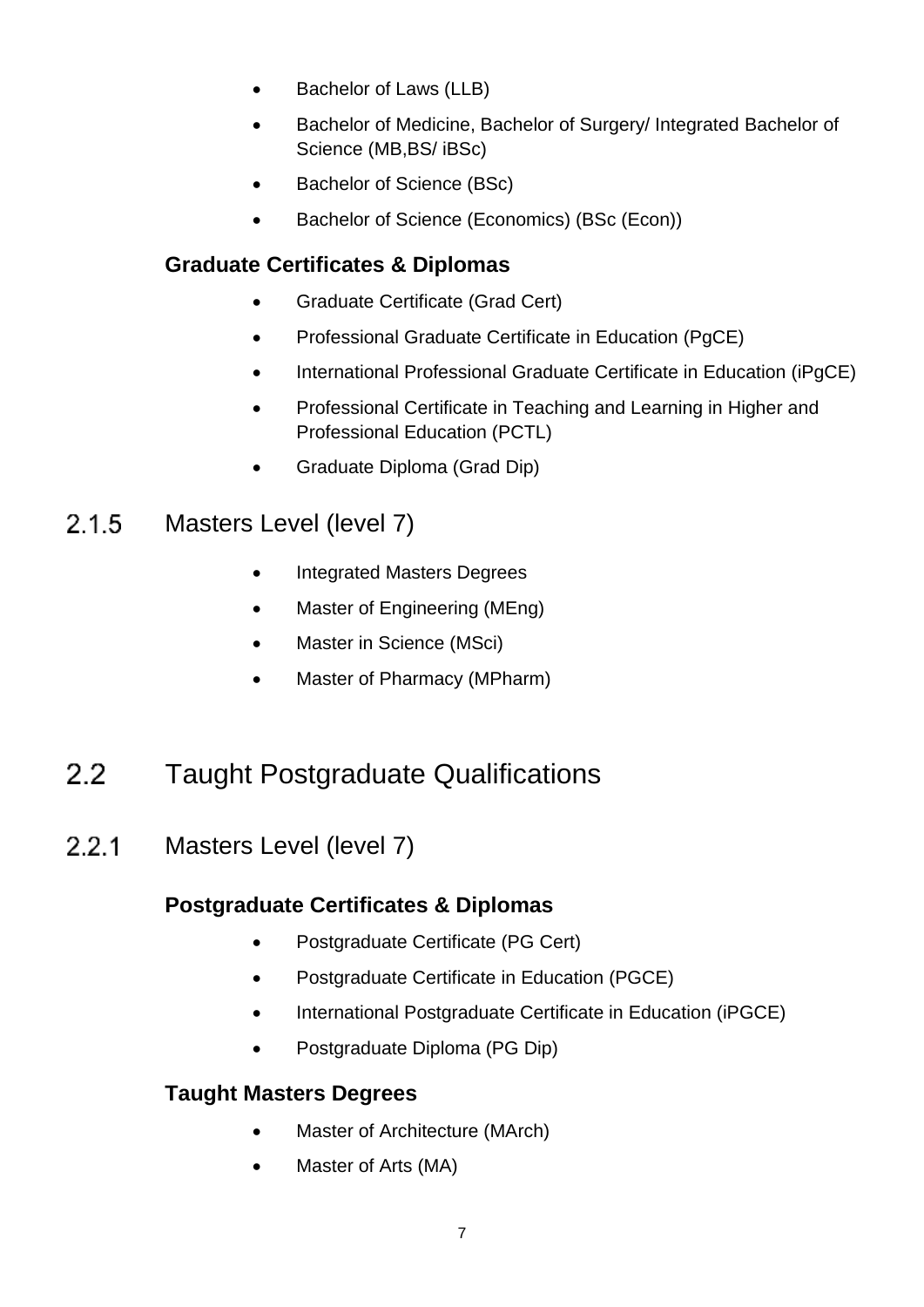- Bachelor of Laws (LLB)
- Bachelor of Medicine, Bachelor of Surgery/ Integrated Bachelor of Science (MB,BS/ iBSc)
- Bachelor of Science (BSc)
- Bachelor of Science (Economics) (BSc (Econ))

**Graduate Certificates & Diplomas**

- Graduate Certificate (Grad Cert)
- Professional Graduate Certificate in Education (PgCE)
- International Professional Graduate Certificate in Education (iPgCE)
- Professional Certificate in Teaching and Learning in Higher and Professional Education (PCTL)
- Graduate Diploma (Grad Dip)

### 2.1.5 Masters Level (level 7)

- Integrated Masters Degrees
- Master of Engineering (MEng)
- Master in Science (MSci)
- Master of Pharmacy (MPharm)

## 2.2 Taught Postgraduate Qualifications

### 2.2.1 Masters Level (level 7)

**Postgraduate Certificates & Diplomas**

- Postgraduate Certificate (PG Cert)
- Postgraduate Certificate in Education (PGCE)
- International Postgraduate Certificate in Education (iPGCE)
- Postgraduate Diploma (PG Dip)

**Taught Masters Degrees**

- Master of Architecture (MArch)
- Master of Arts (MA)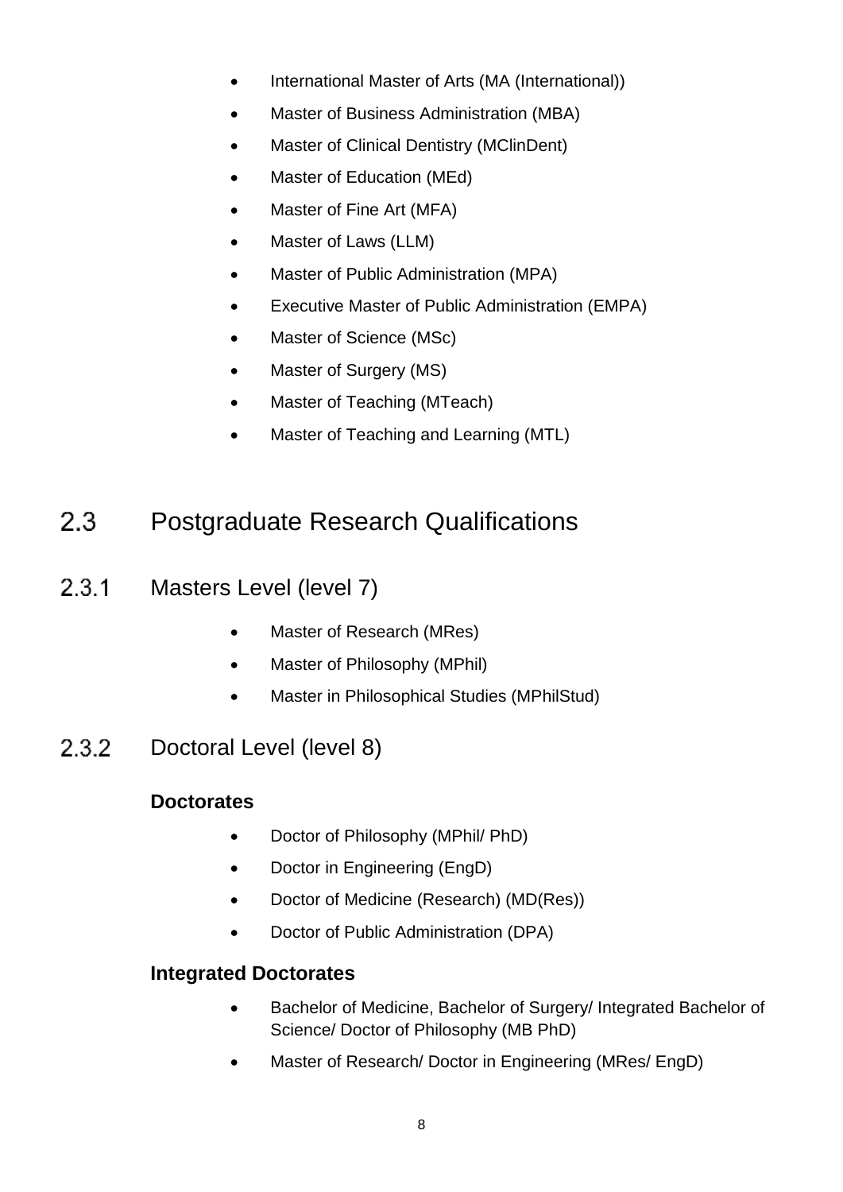- International Master of Arts (MA (International))
- Master of Business Administration (MBA)
- Master of Clinical Dentistry (MClinDent)
- Master of Education (MEd)
- Master of Fine Art (MFA)
- Master of Laws (LLM)
- Master of Public Administration (MPA)
- Executive Master of Public Administration (EMPA)
- Master of Science (MSc)
- Master of Surgery (MS)
- Master of Teaching (MTeach)
- Master of Teaching and Learning (MTL)

## 2.3 Postgraduate Research Qualifications

### 2.3.1 Masters Level (level 7)

- Master of Research (MRes)
- Master of Philosophy (MPhil)
- Master in Philosophical Studies (MPhilStud)

### 2.3.2 Doctoral Level (level 8)

**Doctorates**

- Doctor of Philosophy (MPhil/ PhD)
- Doctor in Engineering (EngD)
- Doctor of Medicine (Research) (MD(Res))
- Doctor of Public Administration (DPA)

**Integrated Doctorates**

- Bachelor of Medicine, Bachelor of Surgery/ Integrated Bachelor of Science/ Doctor of Philosophy (MB PhD)
- Master of Research/ Doctor in Engineering (MRes/ EngD)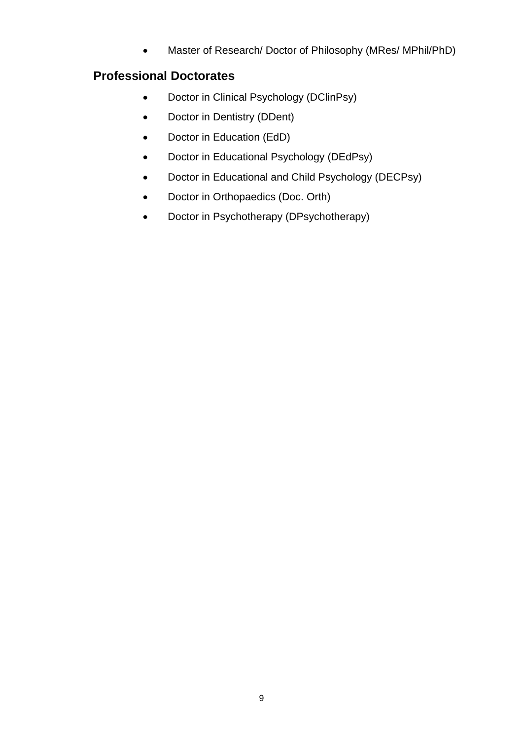- Master of Research/ Doctor of Philosophy (MRes/ MPhil/PhD)

## Professional Doctorates

- Doctor in Clinical Psychology (DClinPsy)
- Doctor in Dentistry (DDent)
- Doctor in Education (EdD)
- Doctor in Educational Psychology (DEdPsy)
- Doctor in Educational and Child Psychology (DECPsy)
- Doctor in Orthopaedics (Doc. Orth)
- Doctor in Psychotherapy (DPsychotherapy)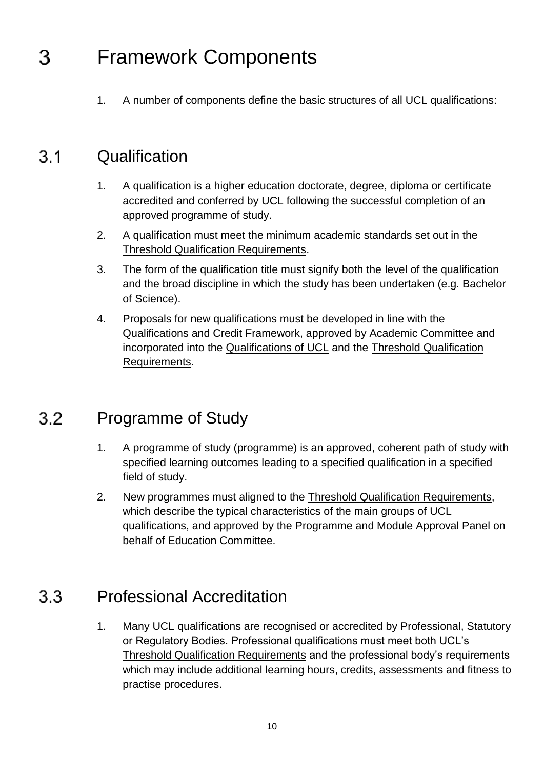# 3 Framework Components

1. A number of components define the basic structures of all UCL qualifications:

## 3.1 Qualification

1. A qualification is a higher education doctorate, degree, diploma or certificate accredited and conferred by UCL following the successful completion of an approved programme of study.
2. A qualification must meet the minimum academic standards set out in the Threshold Qualification Requirements.
3. The form of the qualification title must signify both the level of the qualification and the broad discipline in which the study has been undertaken (e.g. Bachelor of Science).
4. Proposals for new qualifications must be developed in line with the Qualifications and Credit Framework, approved by Academic Committee and incorporated into the Qualifications of UCL and the Threshold Qualification Requirements.

## 3.2 Programme of Study

1. A programme of study (programme) is an approved, coherent path of study with specified learning outcomes leading to a specified qualification in a specified field of study.
2. New programmes must aligned to the Threshold Qualification Requirements, which describe the typical characteristics of the main groups of UCL qualifications, and approved by the Programme and Module Approval Panel on behalf of Education Committee.

## 3.3 Professional Accreditation

1. Many UCL qualifications are recognised or accredited by Professional, Statutory or Regulatory Bodies. Professional qualifications must meet both UCL's Threshold Qualification Requirements and the professional body's requirements which may include additional learning hours, credits, assessments and fitness to practise procedures.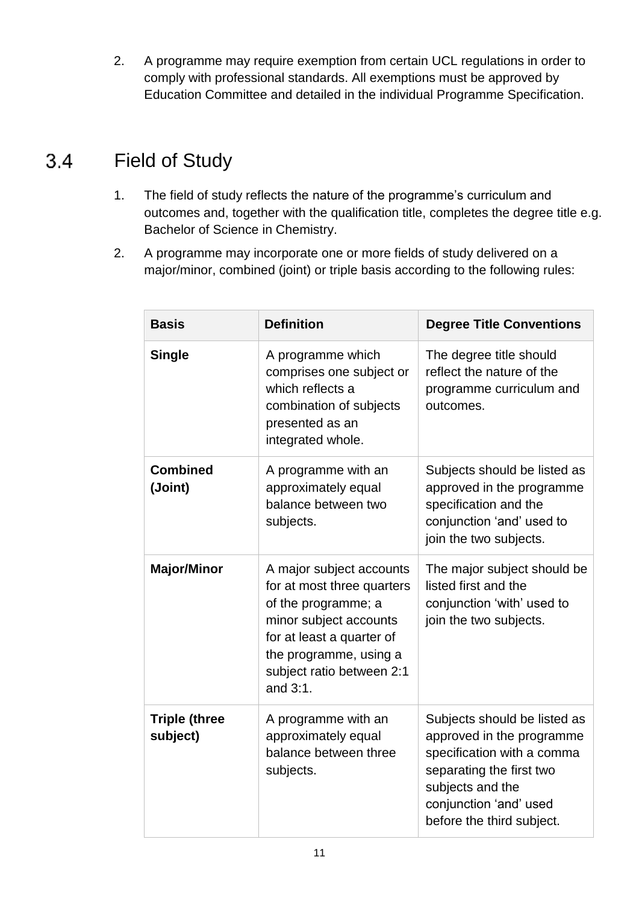2. A programme may require exemption from certain UCL regulations in order to comply with professional standards. All exemptions must be approved by Education Committee and detailed in the individual Programme Specification.

## 3.4 Field of Study

1. The field of study reflects the nature of the programme's curriculum and outcomes and, together with the qualification title, completes the degree title e.g. Bachelor of Science in Chemistry.

2. A programme may incorporate one or more fields of study delivered on a major/minor, combined (joint) or triple basis according to the following rules:

| Basis | Definition | Degree Title Conventions |
|---|---|---|
| **Single** | A programme which comprises one subject or which reflects a combination of subjects presented as an integrated whole. | The degree title should reflect the nature of the programme curriculum and outcomes. |
| **Combined (Joint)** | A programme with an approximately equal balance between two subjects. | Subjects should be listed as approved in the programme specification and the conjunction 'and' used to join the two subjects. |
| **Major/Minor** | A major subject accounts for at most three quarters of the programme; a minor subject accounts for at least a quarter of the programme, using a subject ratio between 2:1 and 3:1. | The major subject should be listed first and the conjunction 'with' used to join the two subjects. |
| **Triple (three subject)** | A programme with an approximately equal balance between three subjects. | Subjects should be listed as approved in the programme specification with a comma separating the first two subjects and the conjunction 'and' used before the third subject. |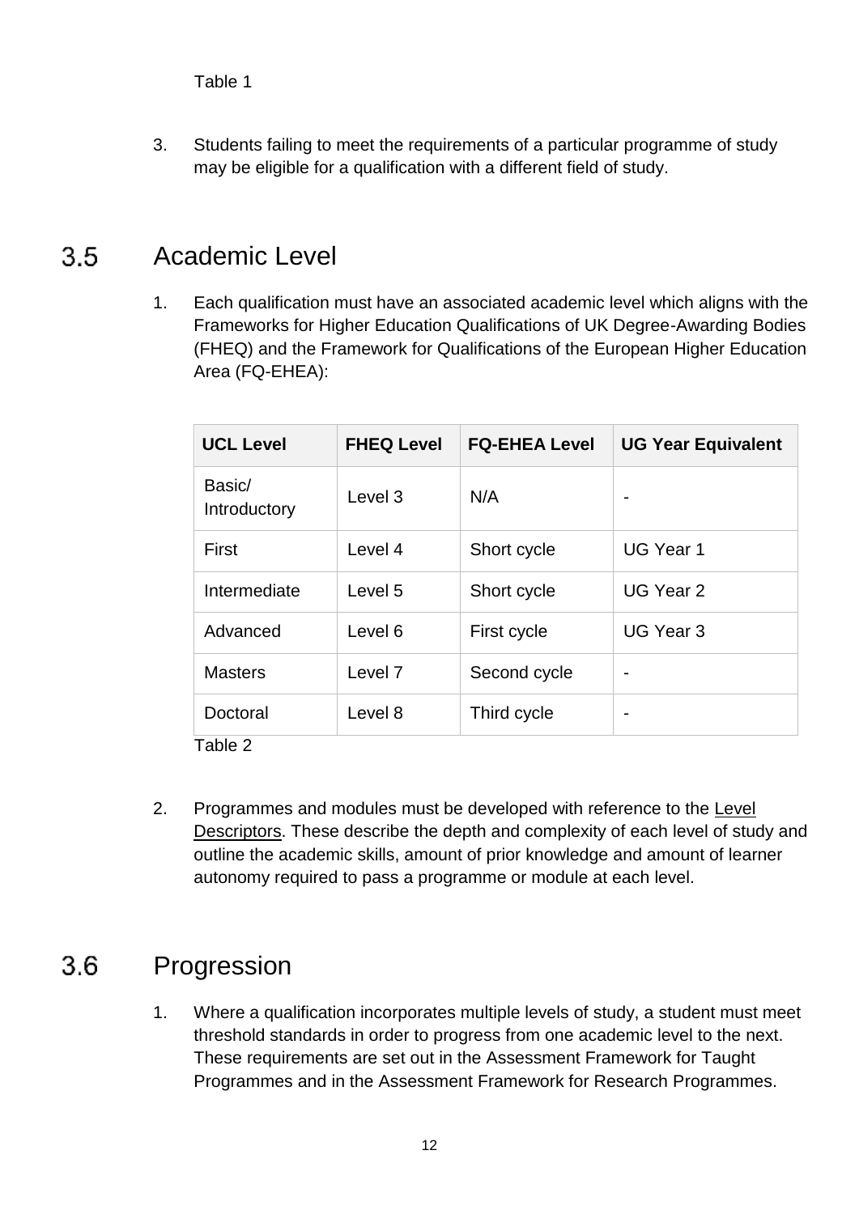Table 1

3. Students failing to meet the requirements of a particular programme of study may be eligible for a qualification with a different field of study.

## 3.5 Academic Level

1. Each qualification must have an associated academic level which aligns with the Frameworks for Higher Education Qualifications of UK Degree-Awarding Bodies (FHEQ) and the Framework for Qualifications of the European Higher Education Area (FQ-EHEA):

| UCL Level | FHEQ Level | FQ-EHEA Level | UG Year Equivalent |
|---|---|---|---|
| Basic/ Introductory | Level 3 | N/A | - |
| First | Level 4 | Short cycle | UG Year 1 |
| Intermediate | Level 5 | Short cycle | UG Year 2 |
| Advanced | Level 6 | First cycle | UG Year 3 |
| Masters | Level 7 | Second cycle | - |
| Doctoral | Level 8 | Third cycle | - |

Table 2

2. Programmes and modules must be developed with reference to the Level Descriptors. These describe the depth and complexity of each level of study and outline the academic skills, amount of prior knowledge and amount of learner autonomy required to pass a programme or module at each level.

## 3.6 Progression

1. Where a qualification incorporates multiple levels of study, a student must meet threshold standards in order to progress from one academic level to the next. These requirements are set out in the Assessment Framework for Taught Programmes and in the Assessment Framework for Research Programmes.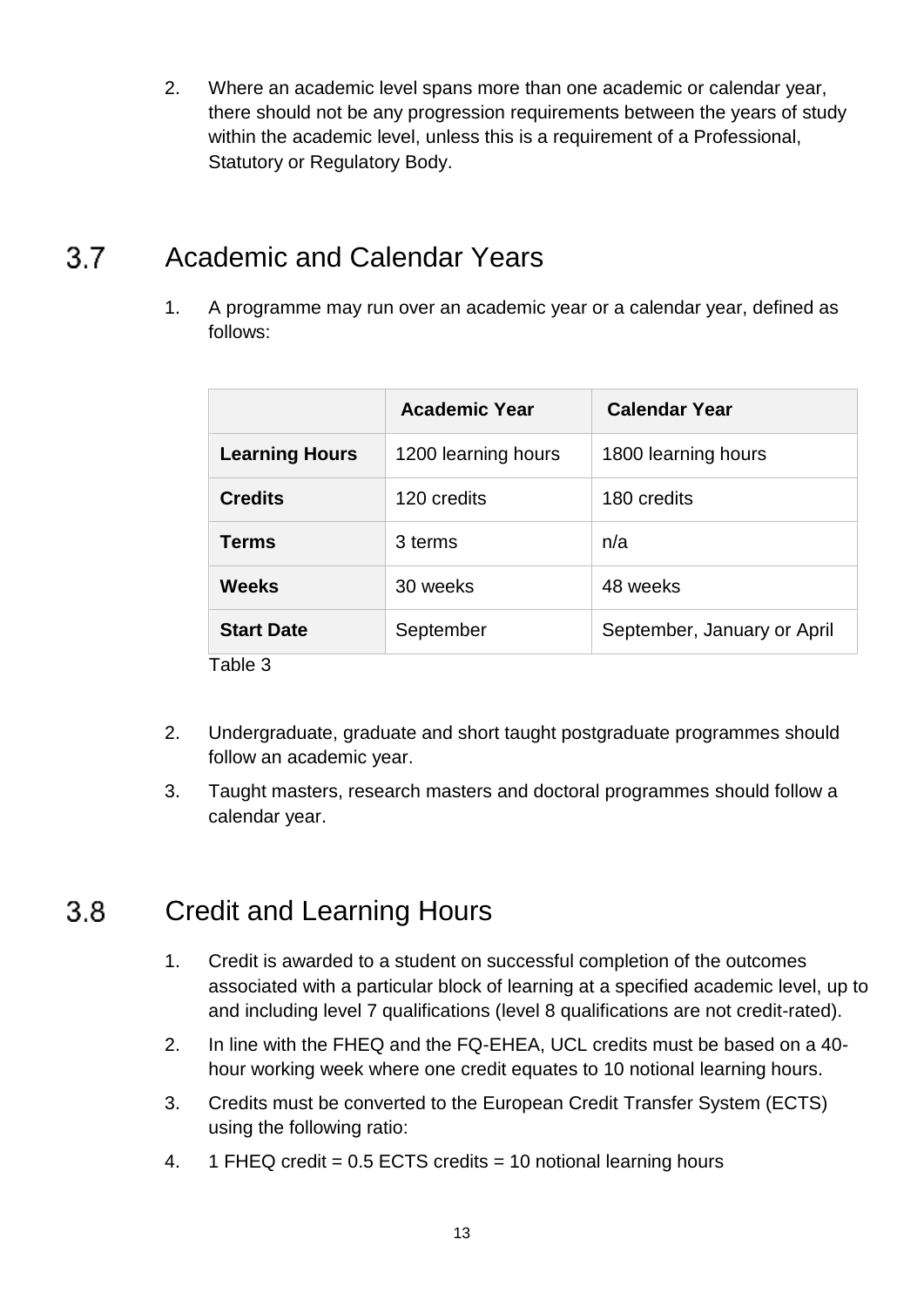2. Where an academic level spans more than one academic or calendar year, there should not be any progression requirements between the years of study within the academic level, unless this is a requirement of a Professional, Statutory or Regulatory Body.

## 3.7 Academic and Calendar Years

1. A programme may run over an academic year or a calendar year, defined as follows:

| | **Academic Year** | **Calendar Year** |
|---|---|---|
| **Learning Hours** | 1200 learning hours | 1800 learning hours |
| **Credits** | 120 credits | 180 credits |
| **Terms** | 3 terms | n/a |
| **Weeks** | 30 weeks | 48 weeks |
| **Start Date** | September | September, January or April |

Table 3

2. Undergraduate, graduate and short taught postgraduate programmes should follow an academic year.
3. Taught masters, research masters and doctoral programmes should follow a calendar year.

## 3.8 Credit and Learning Hours

1. Credit is awarded to a student on successful completion of the outcomes associated with a particular block of learning at a specified academic level, up to and including level 7 qualifications (level 8 qualifications are not credit-rated).
2. In line with the FHEQ and the FQ-EHEA, UCL credits must be based on a 40-hour working week where one credit equates to 10 notional learning hours.
3. Credits must be converted to the European Credit Transfer System (ECTS) using the following ratio:
4. 1 FHEQ credit = 0.5 ECTS credits = 10 notional learning hours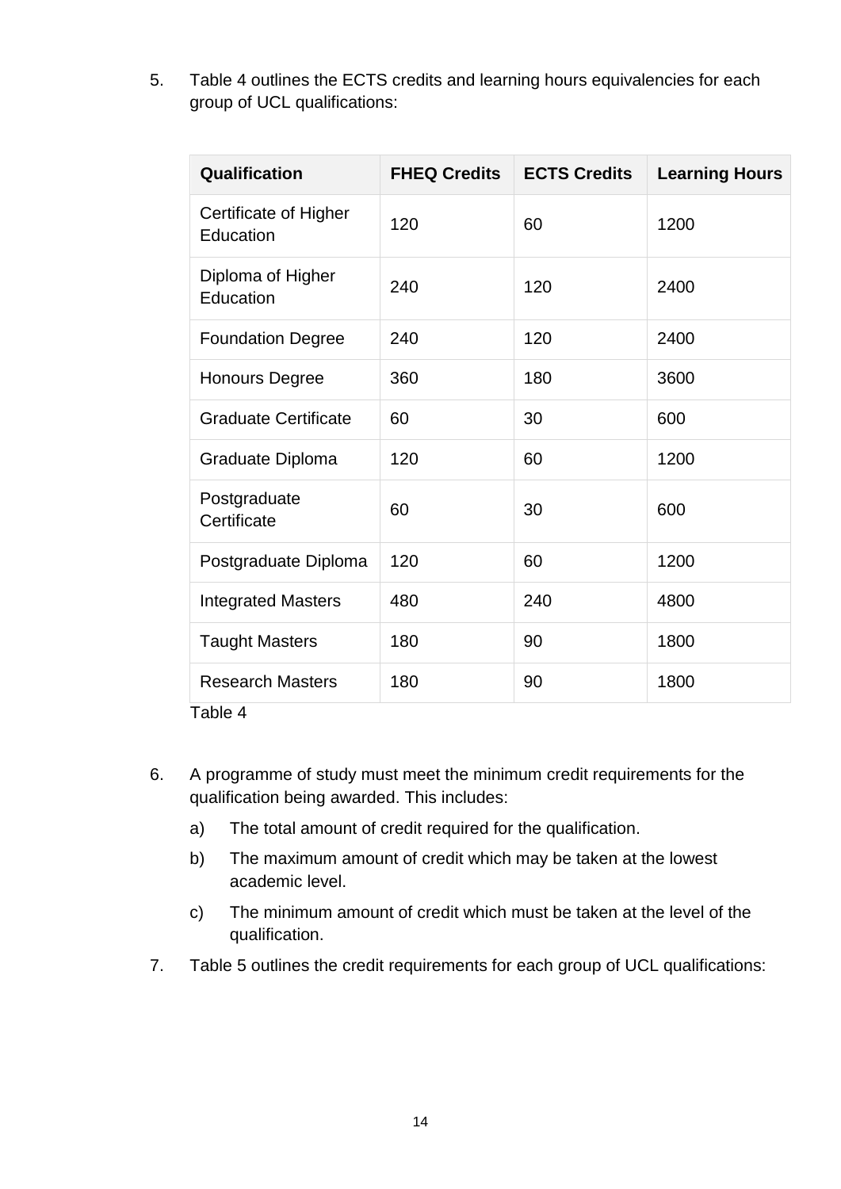5. Table 4 outlines the ECTS credits and learning hours equivalencies for each group of UCL qualifications:

| Qualification | FHEQ Credits | ECTS Credits | Learning Hours |
|---|---|---|---|
| Certificate of Higher Education | 120 | 60 | 1200 |
| Diploma of Higher Education | 240 | 120 | 2400 |
| Foundation Degree | 240 | 120 | 2400 |
| Honours Degree | 360 | 180 | 3600 |
| Graduate Certificate | 60 | 30 | 600 |
| Graduate Diploma | 120 | 60 | 1200 |
| Postgraduate Certificate | 60 | 30 | 600 |
| Postgraduate Diploma | 120 | 60 | 1200 |
| Integrated Masters | 480 | 240 | 4800 |
| Taught Masters | 180 | 90 | 1800 |
| Research Masters | 180 | 90 | 1800 |

Table 4

6. A programme of study must meet the minimum credit requirements for the qualification being awarded. This includes:

   a) The total amount of credit required for the qualification.

   b) The maximum amount of credit which may be taken at the lowest academic level.

   c) The minimum amount of credit which must be taken at the level of the qualification.

7. Table 5 outlines the credit requirements for each group of UCL qualifications: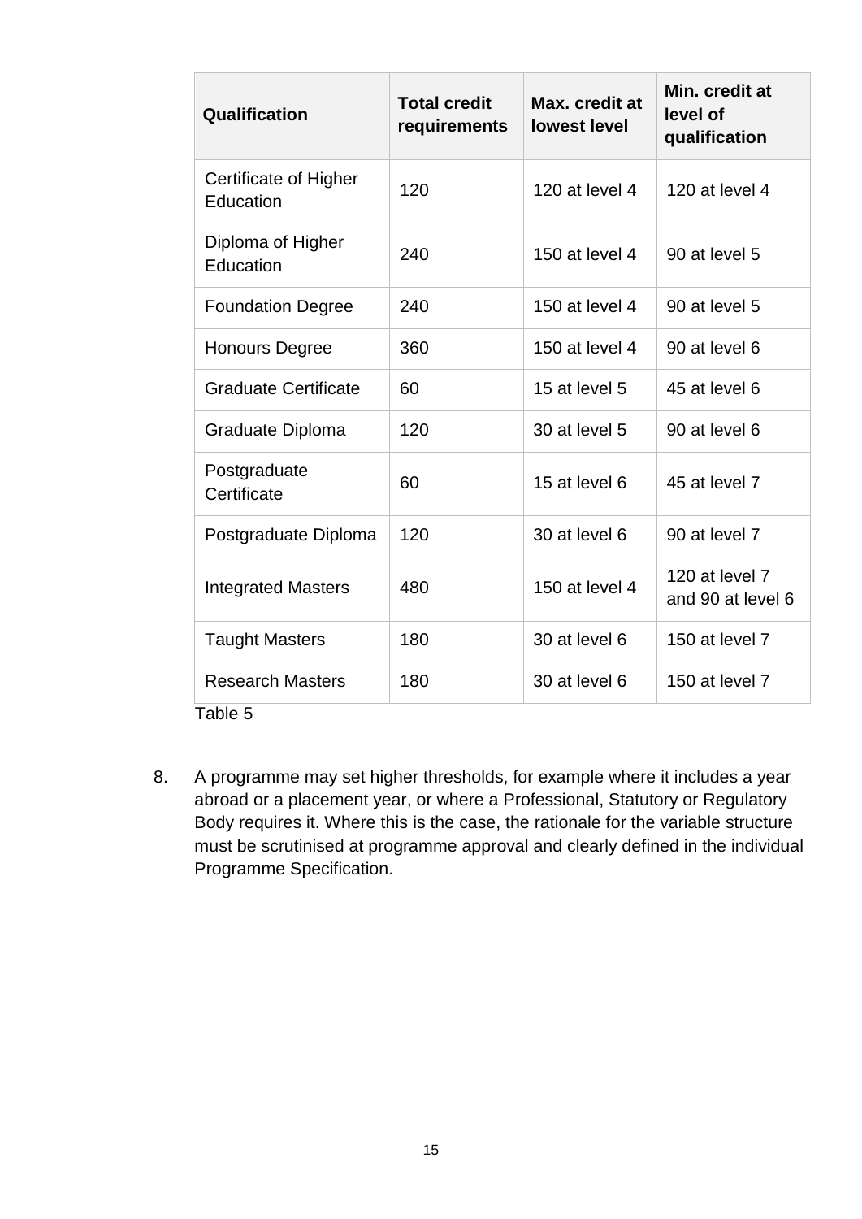| Qualification | Total credit requirements | Max. credit at lowest level | Min. credit at level of qualification |
|---|---|---|---|
| Certificate of Higher Education | 120 | 120 at level 4 | 120 at level 4 |
| Diploma of Higher Education | 240 | 150 at level 4 | 90 at level 5 |
| Foundation Degree | 240 | 150 at level 4 | 90 at level 5 |
| Honours Degree | 360 | 150 at level 4 | 90 at level 6 |
| Graduate Certificate | 60 | 15 at level 5 | 45 at level 6 |
| Graduate Diploma | 120 | 30 at level 5 | 90 at level 6 |
| Postgraduate Certificate | 60 | 15 at level 6 | 45 at level 7 |
| Postgraduate Diploma | 120 | 30 at level 6 | 90 at level 7 |
| Integrated Masters | 480 | 150 at level 4 | 120 at level 7 and 90 at level 6 |
| Taught Masters | 180 | 30 at level 6 | 150 at level 7 |
| Research Masters | 180 | 30 at level 6 | 150 at level 7 |

Table 5

8. A programme may set higher thresholds, for example where it includes a year abroad or a placement year, or where a Professional, Statutory or Regulatory Body requires it. Where this is the case, the rationale for the variable structure must be scrutinised at programme approval and clearly defined in the individual Programme Specification.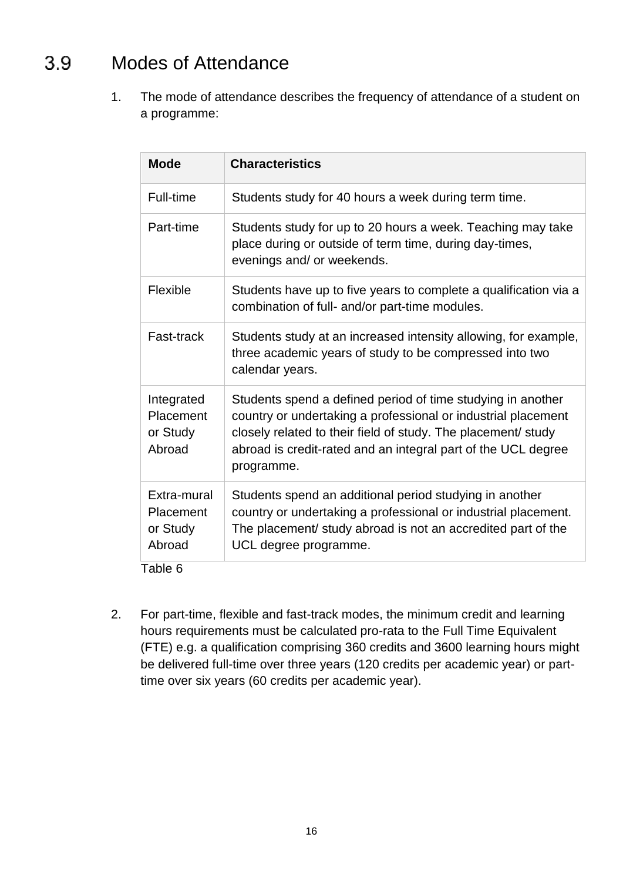## 3.9 Modes of Attendance

1. The mode of attendance describes the frequency of attendance of a student on a programme:

| Mode | Characteristics |
|---|---|
| Full-time | Students study for 40 hours a week during term time. |
| Part-time | Students study for up to 20 hours a week. Teaching may take place during or outside of term time, during day-times, evenings and/ or weekends. |
| Flexible | Students have up to five years to complete a qualification via a combination of full- and/or part-time modules. |
| Fast-track | Students study at an increased intensity allowing, for example, three academic years of study to be compressed into two calendar years. |
| Integrated Placement or Study Abroad | Students spend a defined period of time studying in another country or undertaking a professional or industrial placement closely related to their field of study. The placement/ study abroad is credit-rated and an integral part of the UCL degree programme. |
| Extra-mural Placement or Study Abroad | Students spend an additional period studying in another country or undertaking a professional or industrial placement. The placement/ study abroad is not an accredited part of the UCL degree programme. |

Table 6

2. For part-time, flexible and fast-track modes, the minimum credit and learning hours requirements must be calculated pro-rata to the Full Time Equivalent (FTE) e.g. a qualification comprising 360 credits and 3600 learning hours might be delivered full-time over three years (120 credits per academic year) or part-time over six years (60 credits per academic year).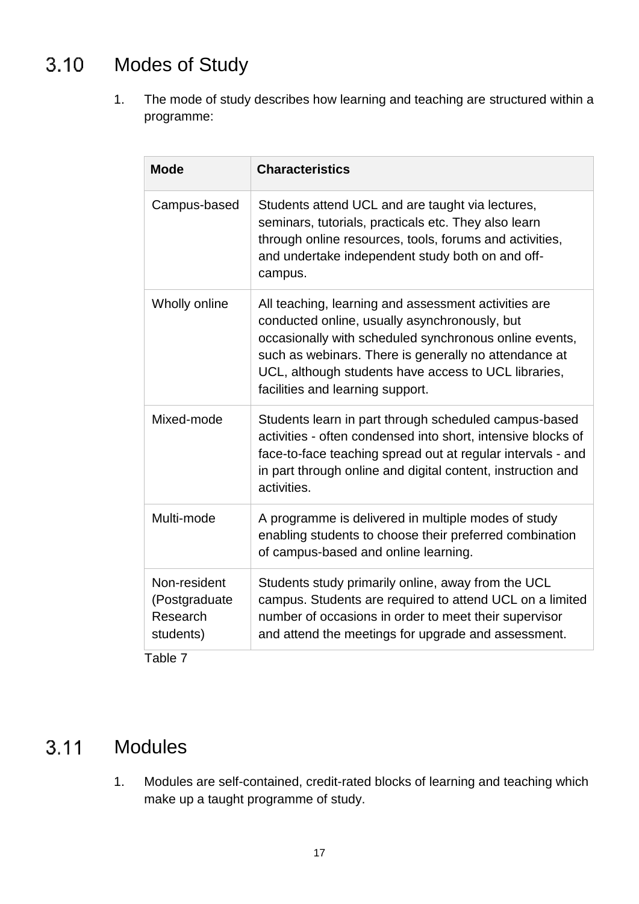## 3.10 Modes of Study

1. The mode of study describes how learning and teaching are structured within a programme:

| Mode | Characteristics |
|---|---|
| Campus-based | Students attend UCL and are taught via lectures, seminars, tutorials, practicals etc. They also learn through online resources, tools, forums and activities, and undertake independent study both on and off-campus. |
| Wholly online | All teaching, learning and assessment activities are conducted online, usually asynchronously, but occasionally with scheduled synchronous online events, such as webinars. There is generally no attendance at UCL, although students have access to UCL libraries, facilities and learning support. |
| Mixed-mode | Students learn in part through scheduled campus-based activities - often condensed into short, intensive blocks of face-to-face teaching spread out at regular intervals - and in part through online and digital content, instruction and activities. |
| Multi-mode | A programme is delivered in multiple modes of study enabling students to choose their preferred combination of campus-based and online learning. |
| Non-resident (Postgraduate Research students) | Students study primarily online, away from the UCL campus. Students are required to attend UCL on a limited number of occasions in order to meet their supervisor and attend the meetings for upgrade and assessment. |

Table 7

## 3.11 Modules

1. Modules are self-contained, credit-rated blocks of learning and teaching which make up a taught programme of study.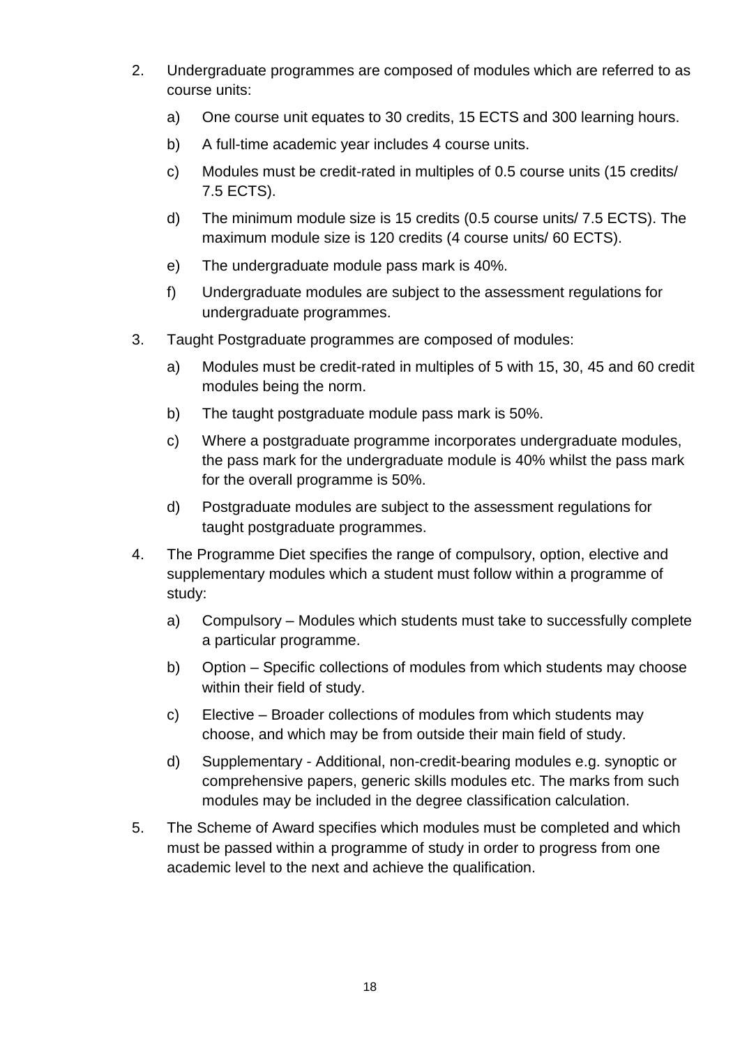2. Undergraduate programmes are composed of modules which are referred to as course units:

   a) One course unit equates to 30 credits, 15 ECTS and 300 learning hours.

   b) A full-time academic year includes 4 course units.

   c) Modules must be credit-rated in multiples of 0.5 course units (15 credits/ 7.5 ECTS).

   d) The minimum module size is 15 credits (0.5 course units/ 7.5 ECTS). The maximum module size is 120 credits (4 course units/ 60 ECTS).

   e) The undergraduate module pass mark is 40%.

   f) Undergraduate modules are subject to the assessment regulations for undergraduate programmes.

3. Taught Postgraduate programmes are composed of modules:

   a) Modules must be credit-rated in multiples of 5 with 15, 30, 45 and 60 credit modules being the norm.

   b) The taught postgraduate module pass mark is 50%.

   c) Where a postgraduate programme incorporates undergraduate modules, the pass mark for the undergraduate module is 40% whilst the pass mark for the overall programme is 50%.

   d) Postgraduate modules are subject to the assessment regulations for taught postgraduate programmes.

4. The Programme Diet specifies the range of compulsory, option, elective and supplementary modules which a student must follow within a programme of study:

   a) Compulsory – Modules which students must take to successfully complete a particular programme.

   b) Option – Specific collections of modules from which students may choose within their field of study.

   c) Elective – Broader collections of modules from which students may choose, and which may be from outside their main field of study.

   d) Supplementary - Additional, non-credit-bearing modules e.g. synoptic or comprehensive papers, generic skills modules etc. The marks from such modules may be included in the degree classification calculation.

5. The Scheme of Award specifies which modules must be completed and which must be passed within a programme of study in order to progress from one academic level to the next and achieve the qualification.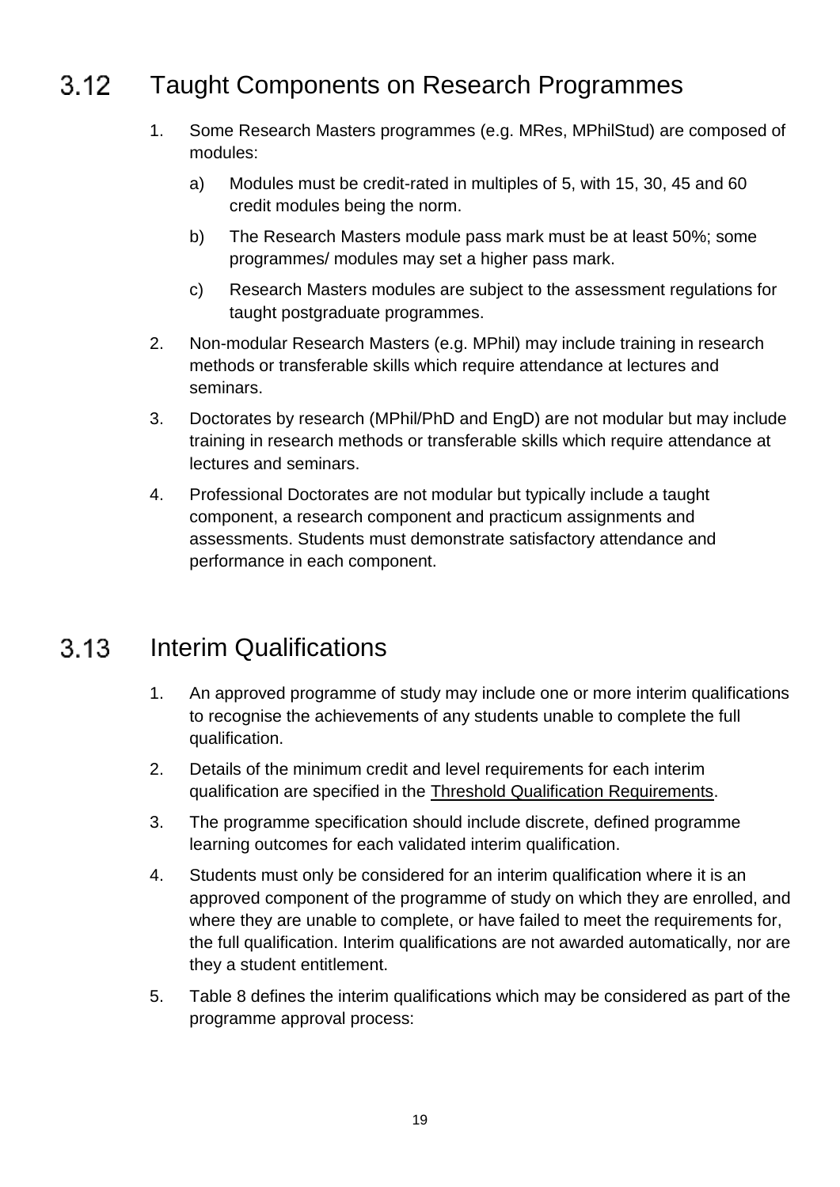## 3.12 Taught Components on Research Programmes

1. Some Research Masters programmes (e.g. MRes, MPhilStud) are composed of modules:
   a) Modules must be credit-rated in multiples of 5, with 15, 30, 45 and 60 credit modules being the norm.
   b) The Research Masters module pass mark must be at least 50%; some programmes/ modules may set a higher pass mark.
   c) Research Masters modules are subject to the assessment regulations for taught postgraduate programmes.
2. Non-modular Research Masters (e.g. MPhil) may include training in research methods or transferable skills which require attendance at lectures and seminars.
3. Doctorates by research (MPhil/PhD and EngD) are not modular but may include training in research methods or transferable skills which require attendance at lectures and seminars.
4. Professional Doctorates are not modular but typically include a taught component, a research component and practicum assignments and assessments. Students must demonstrate satisfactory attendance and performance in each component.

## 3.13 Interim Qualifications

1. An approved programme of study may include one or more interim qualifications to recognise the achievements of any students unable to complete the full qualification.
2. Details of the minimum credit and level requirements for each interim qualification are specified in the Threshold Qualification Requirements.
3. The programme specification should include discrete, defined programme learning outcomes for each validated interim qualification.
4. Students must only be considered for an interim qualification where it is an approved component of the programme of study on which they are enrolled, and where they are unable to complete, or have failed to meet the requirements for, the full qualification. Interim qualifications are not awarded automatically, nor are they a student entitlement.
5. Table 8 defines the interim qualifications which may be considered as part of the programme approval process: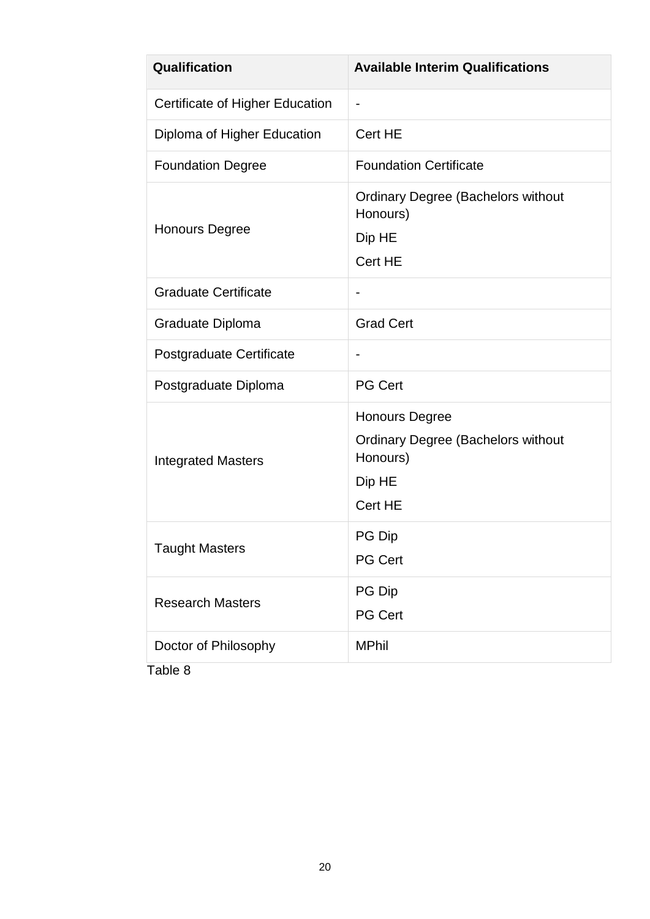| Qualification | Available Interim Qualifications |
|---|---|
| Certificate of Higher Education | - |
| Diploma of Higher Education | Cert HE |
| Foundation Degree | Foundation Certificate |
| Honours Degree | Ordinary Degree (Bachelors without Honours)<br>Dip HE<br>Cert HE |
| Graduate Certificate | - |
| Graduate Diploma | Grad Cert |
| Postgraduate Certificate | - |
| Postgraduate Diploma | PG Cert |
| Integrated Masters | Honours Degree<br>Ordinary Degree (Bachelors without Honours)<br>Dip HE<br>Cert HE |
| Taught Masters | PG Dip<br>PG Cert |
| Research Masters | PG Dip<br>PG Cert |
| Doctor of Philosophy | MPhil |

Table 8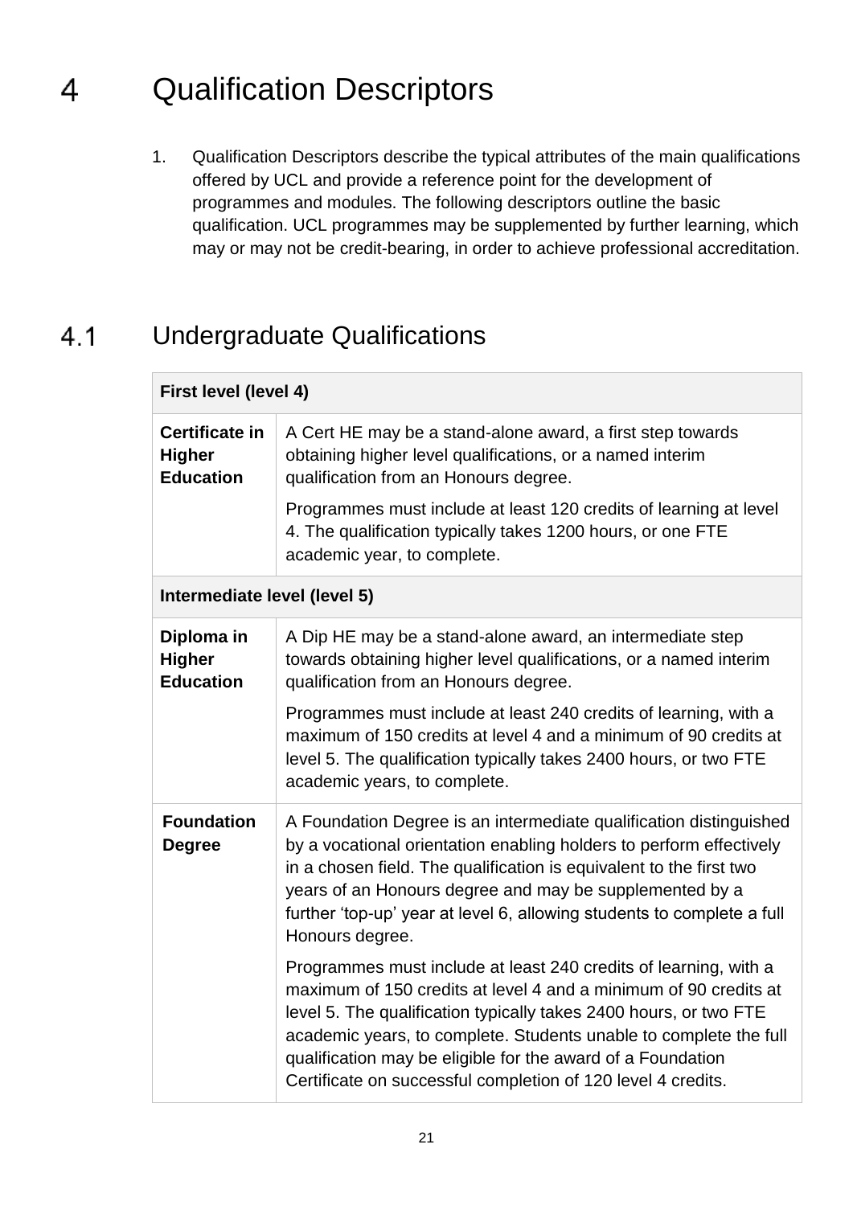# 4 Qualification Descriptors

1. Qualification Descriptors describe the typical attributes of the main qualifications offered by UCL and provide a reference point for the development of programmes and modules. The following descriptors outline the basic qualification. UCL programmes may be supplemented by further learning, which may or may not be credit-bearing, in order to achieve professional accreditation.

## 4.1 Undergraduate Qualifications

| **First level (level 4)** | |
|---|---|
| **Certificate in Higher Education** | A Cert HE may be a stand-alone award, a first step towards obtaining higher level qualifications, or a named interim qualification from an Honours degree.<br><br>Programmes must include at least 120 credits of learning at level 4. The qualification typically takes 1200 hours, or one FTE academic year, to complete. |
| **Intermediate level (level 5)** | |
| **Diploma in Higher Education** | A Dip HE may be a stand-alone award, an intermediate step towards obtaining higher level qualifications, or a named interim qualification from an Honours degree.<br><br>Programmes must include at least 240 credits of learning, with a maximum of 150 credits at level 4 and a minimum of 90 credits at level 5. The qualification typically takes 2400 hours, or two FTE academic years, to complete. |
| **Foundation Degree** | A Foundation Degree is an intermediate qualification distinguished by a vocational orientation enabling holders to perform effectively in a chosen field. The qualification is equivalent to the first two years of an Honours degree and may be supplemented by a further 'top-up' year at level 6, allowing students to complete a full Honours degree.<br><br>Programmes must include at least 240 credits of learning, with a maximum of 150 credits at level 4 and a minimum of 90 credits at level 5. The qualification typically takes 2400 hours, or two FTE academic years, to complete. Students unable to complete the full qualification may be eligible for the award of a Foundation Certificate on successful completion of 120 level 4 credits. |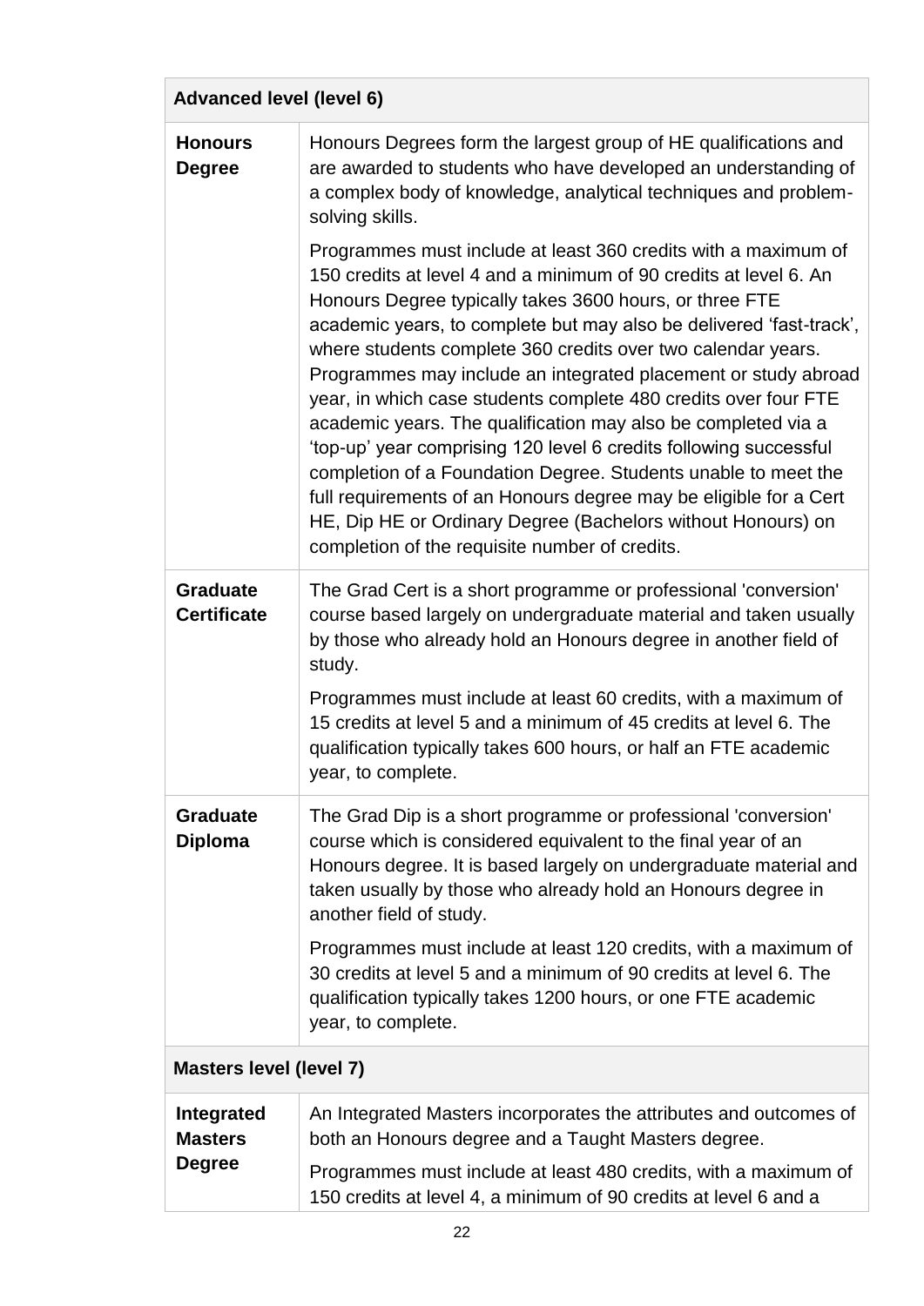| Advanced level (level 6) | |
|---|---|
| **Honours Degree** | Honours Degrees form the largest group of HE qualifications and are awarded to students who have developed an understanding of a complex body of knowledge, analytical techniques and problem-solving skills.<br><br>Programmes must include at least 360 credits with a maximum of 150 credits at level 4 and a minimum of 90 credits at level 6. An Honours Degree typically takes 3600 hours, or three FTE academic years, to complete but may also be delivered 'fast-track', where students complete 360 credits over two calendar years. Programmes may include an integrated placement or study abroad year, in which case students complete 480 credits over four FTE academic years. The qualification may also be completed via a 'top-up' year comprising 120 level 6 credits following successful completion of a Foundation Degree. Students unable to meet the full requirements of an Honours degree may be eligible for a Cert HE, Dip HE or Ordinary Degree (Bachelors without Honours) on completion of the requisite number of credits. |
| **Graduate Certificate** | The Grad Cert is a short programme or professional 'conversion' course based largely on undergraduate material and taken usually by those who already hold an Honours degree in another field of study.<br><br>Programmes must include at least 60 credits, with a maximum of 15 credits at level 5 and a minimum of 45 credits at level 6. The qualification typically takes 600 hours, or half an FTE academic year, to complete. |
| **Graduate Diploma** | The Grad Dip is a short programme or professional 'conversion' course which is considered equivalent to the final year of an Honours degree. It is based largely on undergraduate material and taken usually by those who already hold an Honours degree in another field of study.<br><br>Programmes must include at least 120 credits, with a maximum of 30 credits at level 5 and a minimum of 90 credits at level 6. The qualification typically takes 1200 hours, or one FTE academic year, to complete. |
| **Masters level (level 7)** | |
| **Integrated Masters Degree** | An Integrated Masters incorporates the attributes and outcomes of both an Honours degree and a Taught Masters degree.<br><br>Programmes must include at least 480 credits, with a maximum of 150 credits at level 4, a minimum of 90 credits at level 6 and a |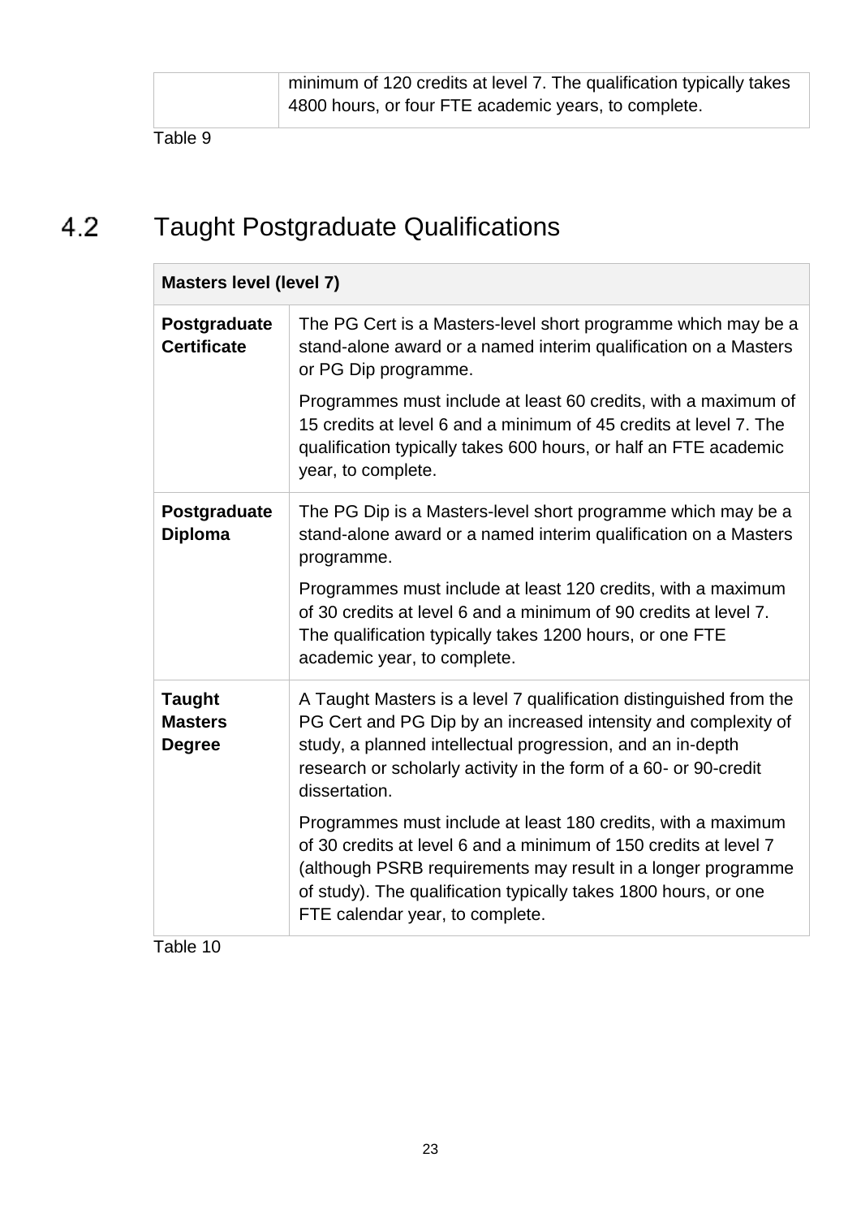| | |
|---|---|
| | minimum of 120 credits at level 7. The qualification typically takes 4800 hours, or four FTE academic years, to complete. |

Table 9

## 4.2 Taught Postgraduate Qualifications

| Masters level (level 7) | |
|---|---|
| **Postgraduate Certificate** | The PG Cert is a Masters-level short programme which may be a stand-alone award or a named interim qualification on a Masters or PG Dip programme.<br><br>Programmes must include at least 60 credits, with a maximum of 15 credits at level 6 and a minimum of 45 credits at level 7. The qualification typically takes 600 hours, or half an FTE academic year, to complete. |
| **Postgraduate Diploma** | The PG Dip is a Masters-level short programme which may be a stand-alone award or a named interim qualification on a Masters programme.<br><br>Programmes must include at least 120 credits, with a maximum of 30 credits at level 6 and a minimum of 90 credits at level 7. The qualification typically takes 1200 hours, or one FTE academic year, to complete. |
| **Taught Masters Degree** | A Taught Masters is a level 7 qualification distinguished from the PG Cert and PG Dip by an increased intensity and complexity of study, a planned intellectual progression, and an in-depth research or scholarly activity in the form of a 60- or 90-credit dissertation.<br><br>Programmes must include at least 180 credits, with a maximum of 30 credits at level 6 and a minimum of 150 credits at level 7 (although PSRB requirements may result in a longer programme of study). The qualification typically takes 1800 hours, or one FTE calendar year, to complete. |

Table 10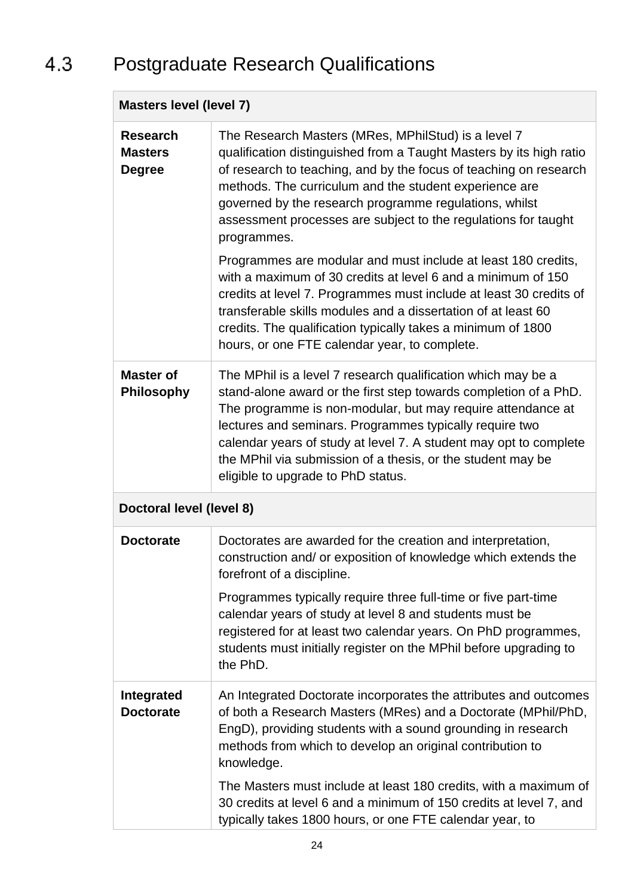## 4.3 Postgraduate Research Qualifications

| Masters level (level 7) | |
|---|---|
| **Research Masters Degree** | The Research Masters (MRes, MPhilStud) is a level 7 qualification distinguished from a Taught Masters by its high ratio of research to teaching, and by the focus of teaching on research methods. The curriculum and the student experience are governed by the research programme regulations, whilst assessment processes are subject to the regulations for taught programmes.<br><br>Programmes are modular and must include at least 180 credits, with a maximum of 30 credits at level 6 and a minimum of 150 credits at level 7. Programmes must include at least 30 credits of transferable skills modules and a dissertation of at least 60 credits. The qualification typically takes a minimum of 1800 hours, or one FTE calendar year, to complete. |
| **Master of Philosophy** | The MPhil is a level 7 research qualification which may be a stand-alone award or the first step towards completion of a PhD. The programme is non-modular, but may require attendance at lectures and seminars. Programmes typically require two calendar years of study at level 7. A student may opt to complete the MPhil via submission of a thesis, or the student may be eligible to upgrade to PhD status. |
| **Doctoral level (level 8)** | |
| **Doctorate** | Doctorates are awarded for the creation and interpretation, construction and/ or exposition of knowledge which extends the forefront of a discipline.<br><br>Programmes typically require three full-time or five part-time calendar years of study at level 8 and students must be registered for at least two calendar years. On PhD programmes, students must initially register on the MPhil before upgrading to the PhD. |
| **Integrated Doctorate** | An Integrated Doctorate incorporates the attributes and outcomes of both a Research Masters (MRes) and a Doctorate (MPhil/PhD, EngD), providing students with a sound grounding in research methods from which to develop an original contribution to knowledge.<br><br>The Masters must include at least 180 credits, with a maximum of 30 credits at level 6 and a minimum of 150 credits at level 7, and typically takes 1800 hours, or one FTE calendar year, to |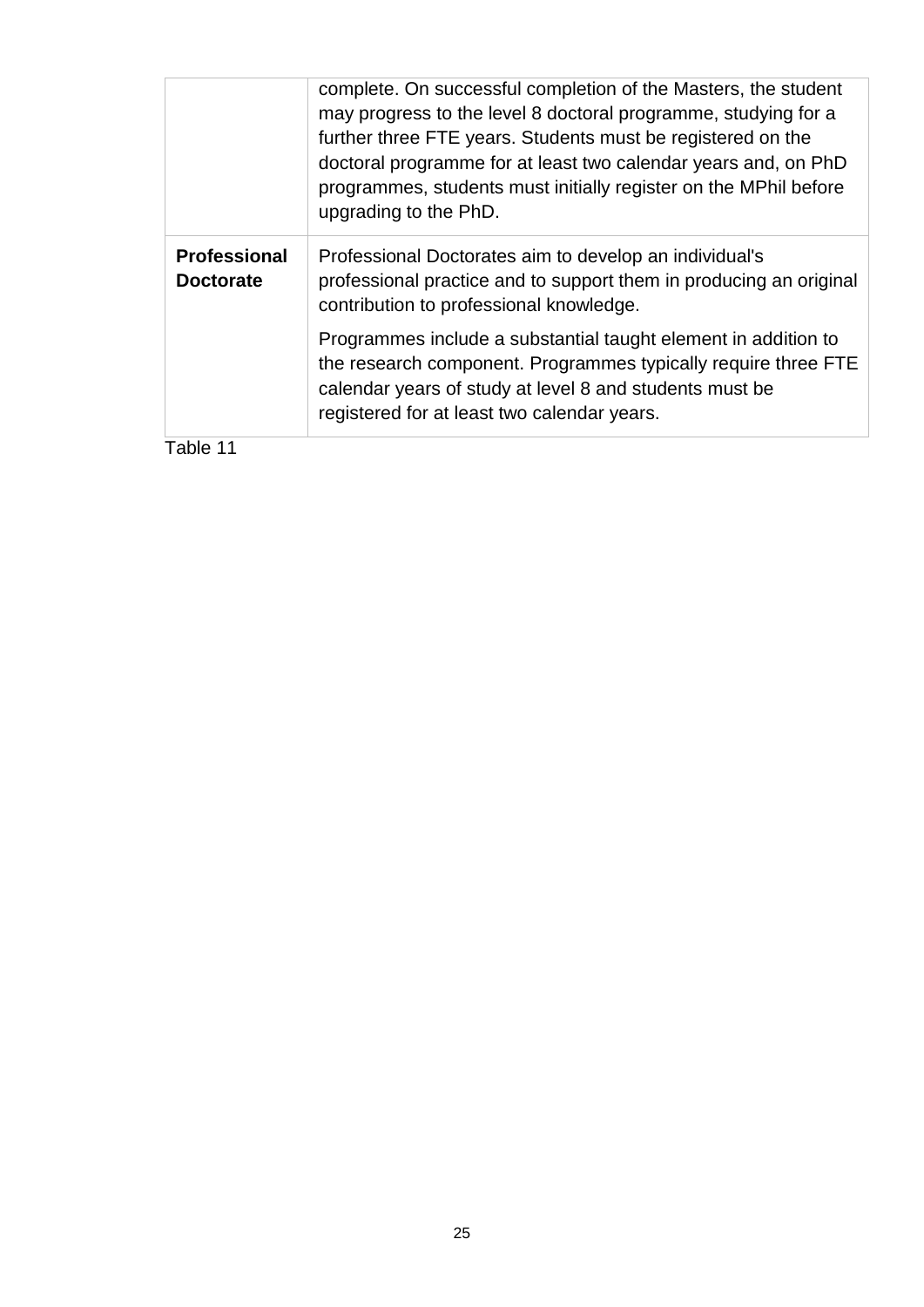| | |
|---|---|
| | complete. On successful completion of the Masters, the student may progress to the level 8 doctoral programme, studying for a further three FTE years. Students must be registered on the doctoral programme for at least two calendar years and, on PhD programmes, students must initially register on the MPhil before upgrading to the PhD. |
| **Professional Doctorate** | Professional Doctorates aim to develop an individual's professional practice and to support them in producing an original contribution to professional knowledge.<br><br>Programmes include a substantial taught element in addition to the research component. Programmes typically require three FTE calendar years of study at level 8 and students must be registered for at least two calendar years. |

Table 11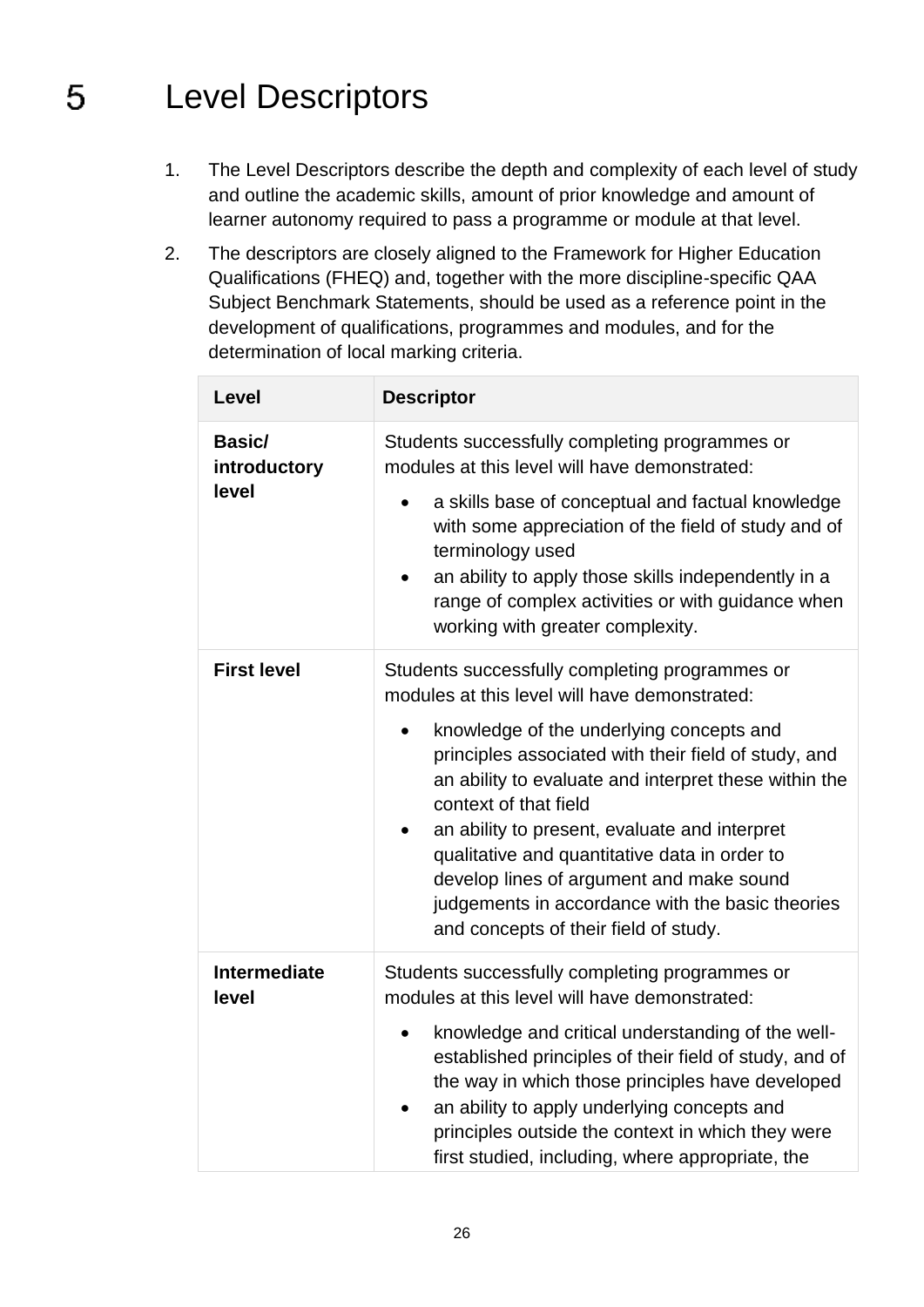# 5 Level Descriptors

1. The Level Descriptors describe the depth and complexity of each level of study and outline the academic skills, amount of prior knowledge and amount of learner autonomy required to pass a programme or module at that level.
2. The descriptors are closely aligned to the Framework for Higher Education Qualifications (FHEQ) and, together with the more discipline-specific QAA Subject Benchmark Statements, should be used as a reference point in the development of qualifications, programmes and modules, and for the determination of local marking criteria.

| Level | Descriptor |
| --- | --- |
| **Basic/ introductory level** | Students successfully completing programmes or modules at this level will have demonstrated:<br>• a skills base of conceptual and factual knowledge with some appreciation of the field of study and of terminology used<br>• an ability to apply those skills independently in a range of complex activities or with guidance when working with greater complexity. |
| **First level** | Students successfully completing programmes or modules at this level will have demonstrated:<br>• knowledge of the underlying concepts and principles associated with their field of study, and an ability to evaluate and interpret these within the context of that field<br>• an ability to present, evaluate and interpret qualitative and quantitative data in order to develop lines of argument and make sound judgements in accordance with the basic theories and concepts of their field of study. |
| **Intermediate level** | Students successfully completing programmes or modules at this level will have demonstrated:<br>• knowledge and critical understanding of the well-established principles of their field of study, and of the way in which those principles have developed<br>• an ability to apply underlying concepts and principles outside the context in which they were first studied, including, where appropriate, the |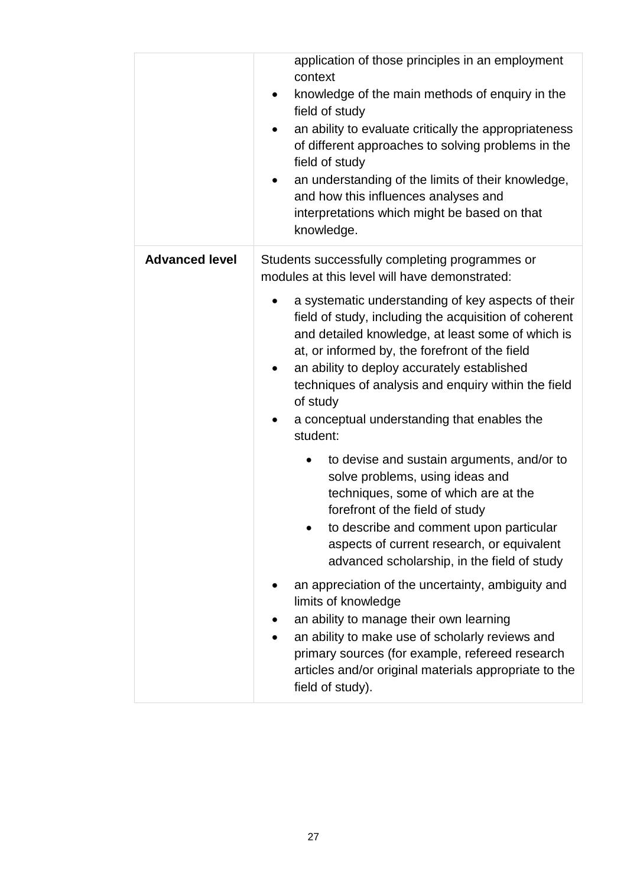| | |
|---|---|
| | application of those principles in an employment context<br>• knowledge of the main methods of enquiry in the field of study<br>• an ability to evaluate critically the appropriateness of different approaches to solving problems in the field of study<br>• an understanding of the limits of their knowledge, and how this influences analyses and interpretations which might be based on that knowledge. |
| **Advanced level** | Students successfully completing programmes or modules at this level will have demonstrated:<br>• a systematic understanding of key aspects of their field of study, including the acquisition of coherent and detailed knowledge, at least some of which is at, or informed by, the forefront of the field<br>• an ability to deploy accurately established techniques of analysis and enquiry within the field of study<br>• a conceptual understanding that enables the student:<br>  ◦ to devise and sustain arguments, and/or to solve problems, using ideas and techniques, some of which are at the forefront of the field of study<br>  ◦ to describe and comment upon particular aspects of current research, or equivalent advanced scholarship, in the field of study<br>• an appreciation of the uncertainty, ambiguity and limits of knowledge<br>• an ability to manage their own learning<br>• an ability to make use of scholarly reviews and primary sources (for example, refereed research articles and/or original materials appropriate to the field of study). |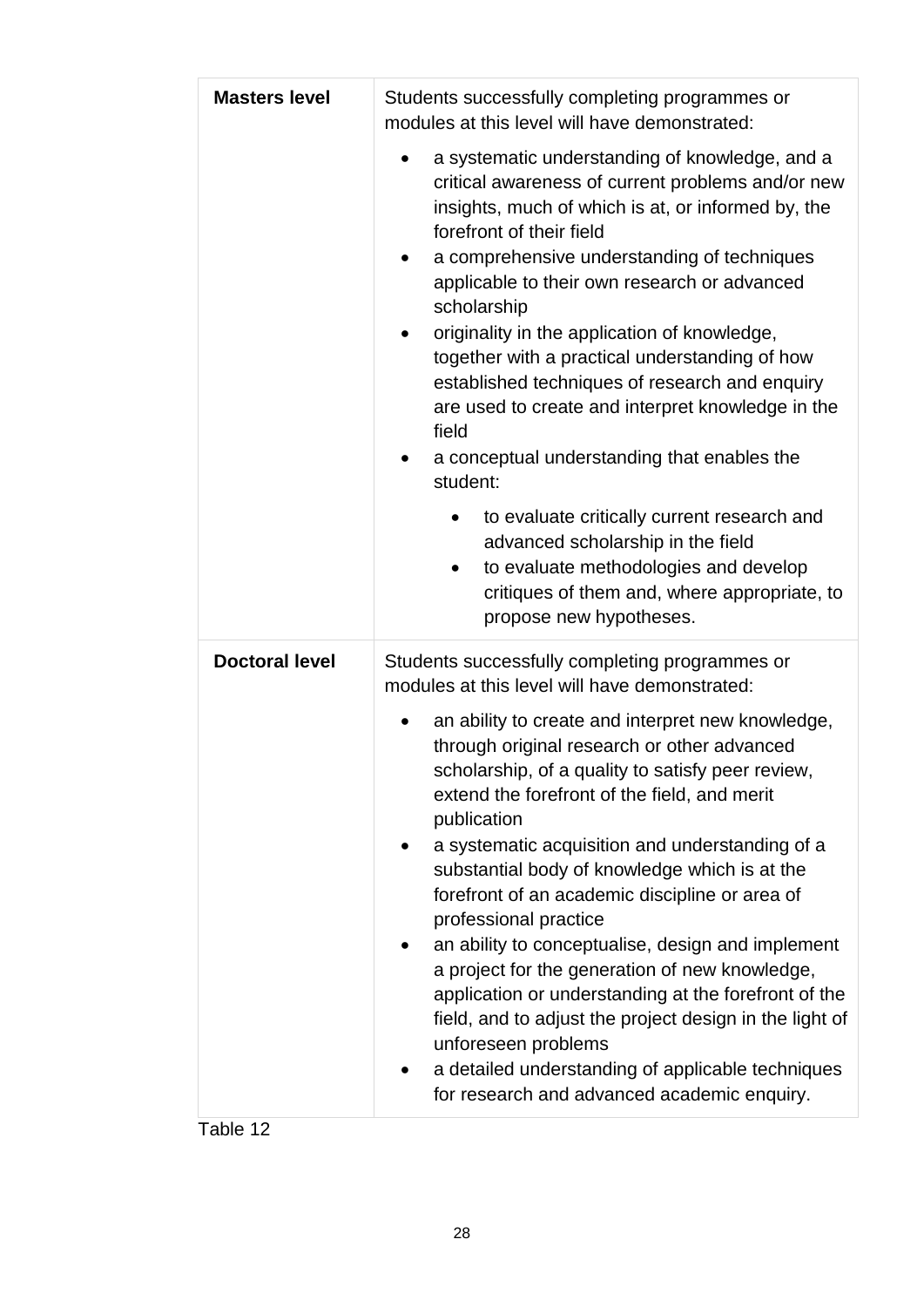| **Masters level** | Students successfully completing programmes or modules at this level will have demonstrated:<br>• a systematic understanding of knowledge, and a critical awareness of current problems and/or new insights, much of which is at, or informed by, the forefront of their field<br>• a comprehensive understanding of techniques applicable to their own research or advanced scholarship<br>• originality in the application of knowledge, together with a practical understanding of how established techniques of research and enquiry are used to create and interpret knowledge in the field<br>• a conceptual understanding that enables the student:<br>  ◦ to evaluate critically current research and advanced scholarship in the field<br>  ◦ to evaluate methodologies and develop critiques of them and, where appropriate, to propose new hypotheses. |
|---|---|
| **Doctoral level** | Students successfully completing programmes or modules at this level will have demonstrated:<br>• an ability to create and interpret new knowledge, through original research or other advanced scholarship, of a quality to satisfy peer review, extend the forefront of the field, and merit publication<br>• a systematic acquisition and understanding of a substantial body of knowledge which is at the forefront of an academic discipline or area of professional practice<br>• an ability to conceptualise, design and implement a project for the generation of new knowledge, application or understanding at the forefront of the field, and to adjust the project design in the light of unforeseen problems<br>• a detailed understanding of applicable techniques for research and advanced academic enquiry. |

Table 12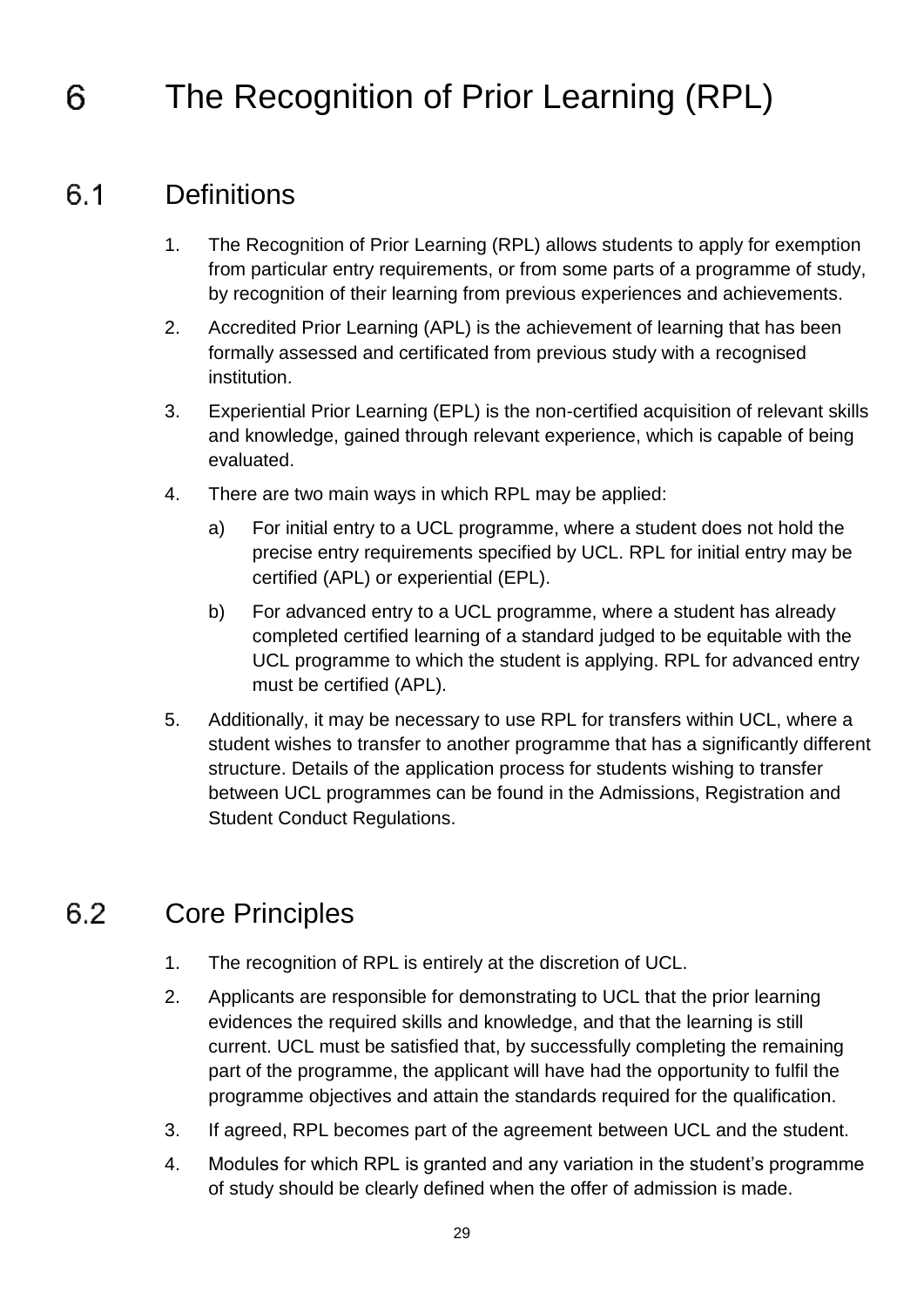# 6 The Recognition of Prior Learning (RPL)

## 6.1 Definitions

1. The Recognition of Prior Learning (RPL) allows students to apply for exemption from particular entry requirements, or from some parts of a programme of study, by recognition of their learning from previous experiences and achievements.
2. Accredited Prior Learning (APL) is the achievement of learning that has been formally assessed and certificated from previous study with a recognised institution.
3. Experiential Prior Learning (EPL) is the non-certified acquisition of relevant skills and knowledge, gained through relevant experience, which is capable of being evaluated.
4. There are two main ways in which RPL may be applied:
    a) For initial entry to a UCL programme, where a student does not hold the precise entry requirements specified by UCL. RPL for initial entry may be certified (APL) or experiential (EPL).
    b) For advanced entry to a UCL programme, where a student has already completed certified learning of a standard judged to be equitable with the UCL programme to which the student is applying. RPL for advanced entry must be certified (APL).
5. Additionally, it may be necessary to use RPL for transfers within UCL, where a student wishes to transfer to another programme that has a significantly different structure. Details of the application process for students wishing to transfer between UCL programmes can be found in the Admissions, Registration and Student Conduct Regulations.

## 6.2 Core Principles

1. The recognition of RPL is entirely at the discretion of UCL.
2. Applicants are responsible for demonstrating to UCL that the prior learning evidences the required skills and knowledge, and that the learning is still current. UCL must be satisfied that, by successfully completing the remaining part of the programme, the applicant will have had the opportunity to fulfil the programme objectives and attain the standards required for the qualification.
3. If agreed, RPL becomes part of the agreement between UCL and the student.
4. Modules for which RPL is granted and any variation in the student's programme of study should be clearly defined when the offer of admission is made.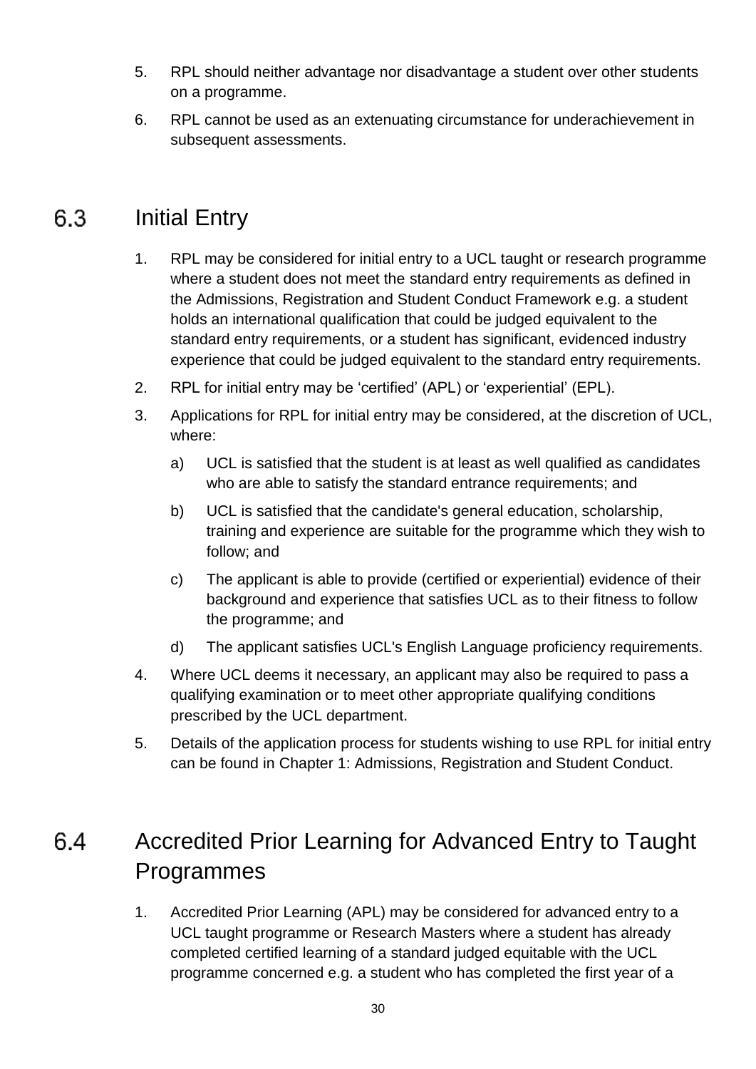5. RPL should neither advantage nor disadvantage a student over other students on a programme.
6. RPL cannot be used as an extenuating circumstance for underachievement in subsequent assessments.

## 6.3 Initial Entry

1. RPL may be considered for initial entry to a UCL taught or research programme where a student does not meet the standard entry requirements as defined in the Admissions, Registration and Student Conduct Framework e.g. a student holds an international qualification that could be judged equivalent to the standard entry requirements, or a student has significant, evidenced industry experience that could be judged equivalent to the standard entry requirements.
2. RPL for initial entry may be 'certified' (APL) or 'experiential' (EPL).
3. Applications for RPL for initial entry may be considered, at the discretion of UCL, where:
   a) UCL is satisfied that the student is at least as well qualified as candidates who are able to satisfy the standard entrance requirements; and
   b) UCL is satisfied that the candidate's general education, scholarship, training and experience are suitable for the programme which they wish to follow; and
   c) The applicant is able to provide (certified or experiential) evidence of their background and experience that satisfies UCL as to their fitness to follow the programme; and
   d) The applicant satisfies UCL's English Language proficiency requirements.
4. Where UCL deems it necessary, an applicant may also be required to pass a qualifying examination or to meet other appropriate qualifying conditions prescribed by the UCL department.
5. Details of the application process for students wishing to use RPL for initial entry can be found in Chapter 1: Admissions, Registration and Student Conduct.

## 6.4 Accredited Prior Learning for Advanced Entry to Taught Programmes

1. Accredited Prior Learning (APL) may be considered for advanced entry to a UCL taught programme or Research Masters where a student has already completed certified learning of a standard judged equitable with the UCL programme concerned e.g. a student who has completed the first year of a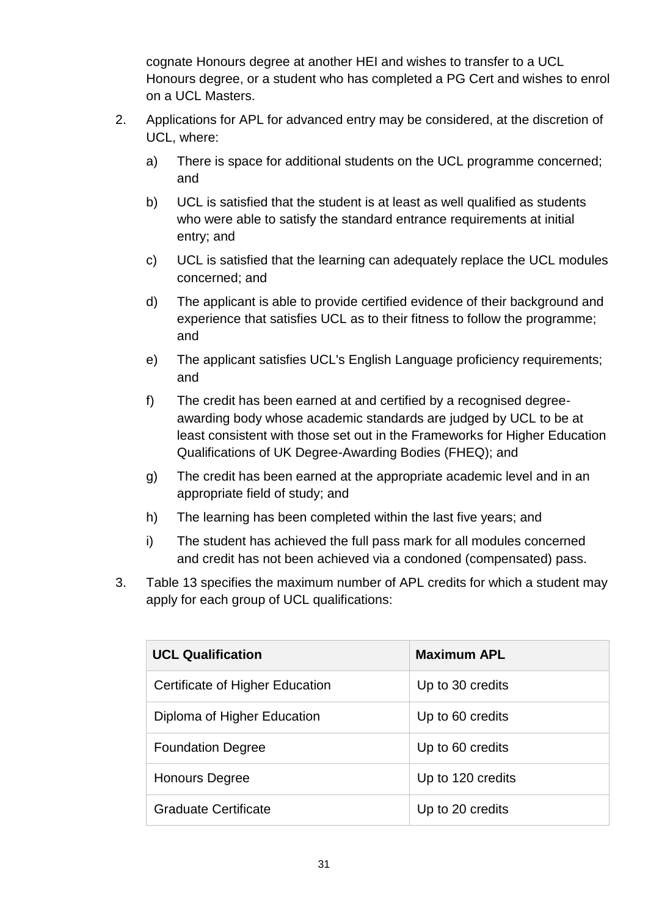cognate Honours degree at another HEI and wishes to transfer to a UCL Honours degree, or a student who has completed a PG Cert and wishes to enrol on a UCL Masters.

2. Applications for APL for advanced entry may be considered, at the discretion of UCL, where:

   a) There is space for additional students on the UCL programme concerned; and

   b) UCL is satisfied that the student is at least as well qualified as students who were able to satisfy the standard entrance requirements at initial entry; and

   c) UCL is satisfied that the learning can adequately replace the UCL modules concerned; and

   d) The applicant is able to provide certified evidence of their background and experience that satisfies UCL as to their fitness to follow the programme; and

   e) The applicant satisfies UCL's English Language proficiency requirements; and

   f) The credit has been earned at and certified by a recognised degree-awarding body whose academic standards are judged by UCL to be at least consistent with those set out in the Frameworks for Higher Education Qualifications of UK Degree-Awarding Bodies (FHEQ); and

   g) The credit has been earned at the appropriate academic level and in an appropriate field of study; and

   h) The learning has been completed within the last five years; and

   i) The student has achieved the full pass mark for all modules concerned and credit has not been achieved via a condoned (compensated) pass.

3. Table 13 specifies the maximum number of APL credits for which a student may apply for each group of UCL qualifications:

| **UCL Qualification** | **Maximum APL** |
|---|---|
| Certificate of Higher Education | Up to 30 credits |
| Diploma of Higher Education | Up to 60 credits |
| Foundation Degree | Up to 60 credits |
| Honours Degree | Up to 120 credits |
| Graduate Certificate | Up to 20 credits |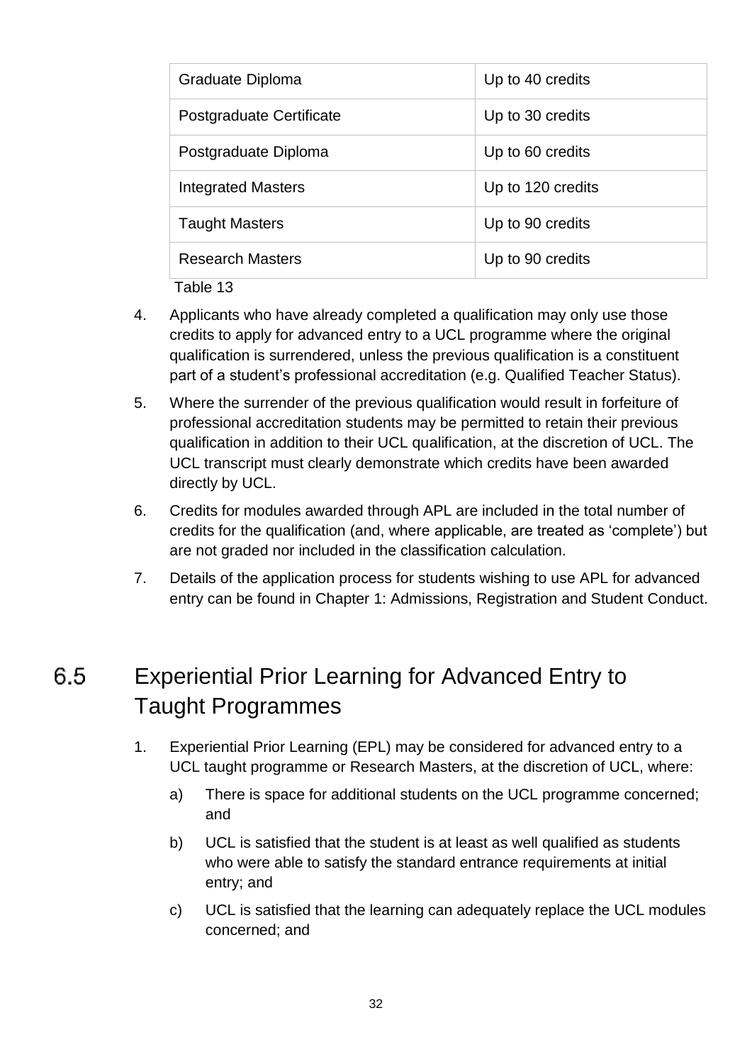| Graduate Diploma | Up to 40 credits |
|---|---|
| Postgraduate Certificate | Up to 30 credits |
| Postgraduate Diploma | Up to 60 credits |
| Integrated Masters | Up to 120 credits |
| Taught Masters | Up to 90 credits |
| Research Masters | Up to 90 credits |

Table 13

4. Applicants who have already completed a qualification may only use those credits to apply for advanced entry to a UCL programme where the original qualification is surrendered, unless the previous qualification is a constituent part of a student's professional accreditation (e.g. Qualified Teacher Status).

5. Where the surrender of the previous qualification would result in forfeiture of professional accreditation students may be permitted to retain their previous qualification in addition to their UCL qualification, at the discretion of UCL. The UCL transcript must clearly demonstrate which credits have been awarded directly by UCL.

6. Credits for modules awarded through APL are included in the total number of credits for the qualification (and, where applicable, are treated as 'complete') but are not graded nor included in the classification calculation.

7. Details of the application process for students wishing to use APL for advanced entry can be found in Chapter 1: Admissions, Registration and Student Conduct.

## 6.5 Experiential Prior Learning for Advanced Entry to Taught Programmes

1. Experiential Prior Learning (EPL) may be considered for advanced entry to a UCL taught programme or Research Masters, at the discretion of UCL, where:

   a) There is space for additional students on the UCL programme concerned; and

   b) UCL is satisfied that the student is at least as well qualified as students who were able to satisfy the standard entrance requirements at initial entry; and

   c) UCL is satisfied that the learning can adequately replace the UCL modules concerned; and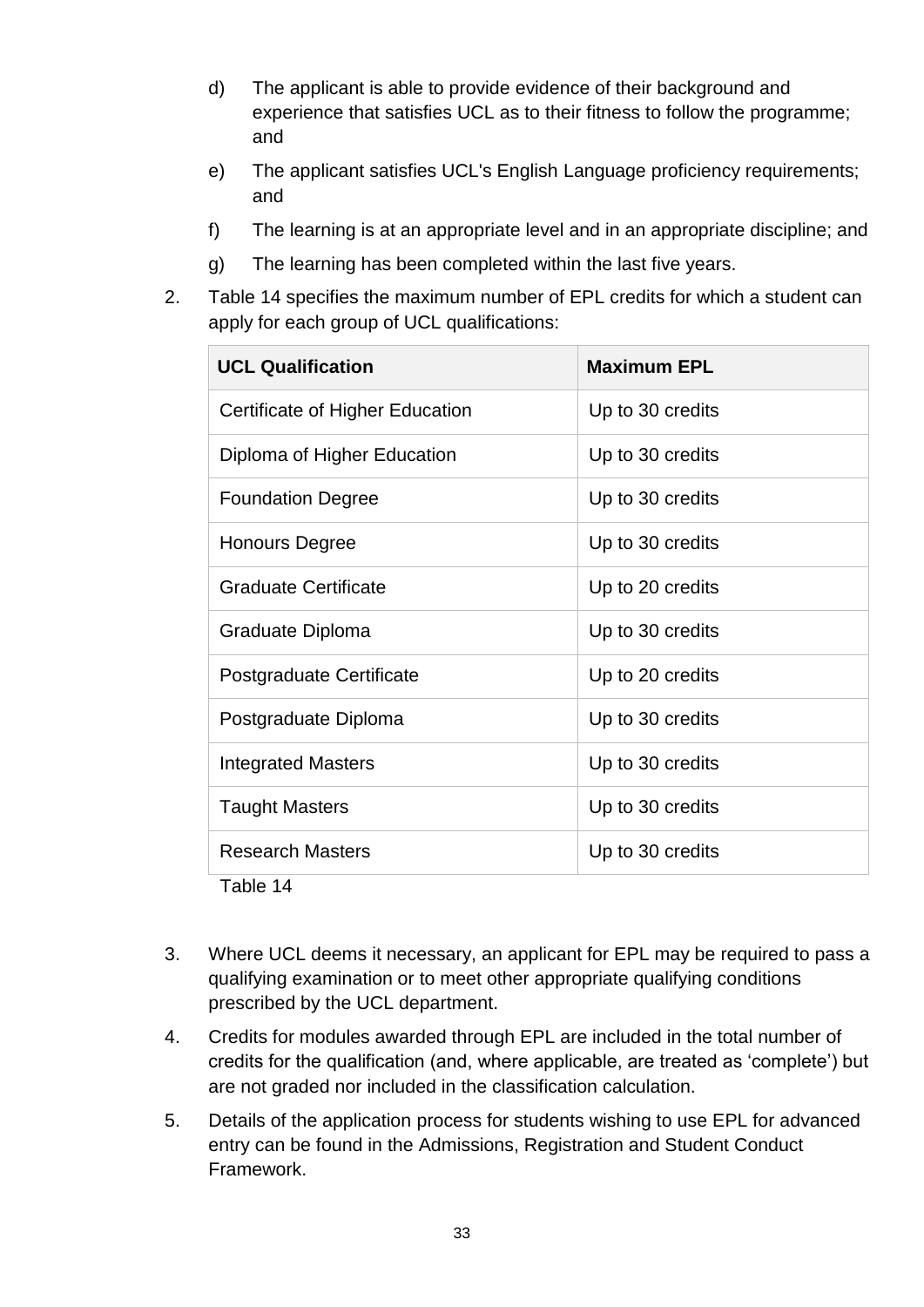d) The applicant is able to provide evidence of their background and experience that satisfies UCL as to their fitness to follow the programme; and

e) The applicant satisfies UCL's English Language proficiency requirements; and

f) The learning is at an appropriate level and in an appropriate discipline; and

g) The learning has been completed within the last five years.

2. Table 14 specifies the maximum number of EPL credits for which a student can apply for each group of UCL qualifications:

| UCL Qualification | Maximum EPL |
|---|---|
| Certificate of Higher Education | Up to 30 credits |
| Diploma of Higher Education | Up to 30 credits |
| Foundation Degree | Up to 30 credits |
| Honours Degree | Up to 30 credits |
| Graduate Certificate | Up to 20 credits |
| Graduate Diploma | Up to 30 credits |
| Postgraduate Certificate | Up to 20 credits |
| Postgraduate Diploma | Up to 30 credits |
| Integrated Masters | Up to 30 credits |
| Taught Masters | Up to 30 credits |
| Research Masters | Up to 30 credits |

Table 14

3. Where UCL deems it necessary, an applicant for EPL may be required to pass a qualifying examination or to meet other appropriate qualifying conditions prescribed by the UCL department.

4. Credits for modules awarded through EPL are included in the total number of credits for the qualification (and, where applicable, are treated as 'complete') but are not graded nor included in the classification calculation.

5. Details of the application process for students wishing to use EPL for advanced entry can be found in the Admissions, Registration and Student Conduct Framework.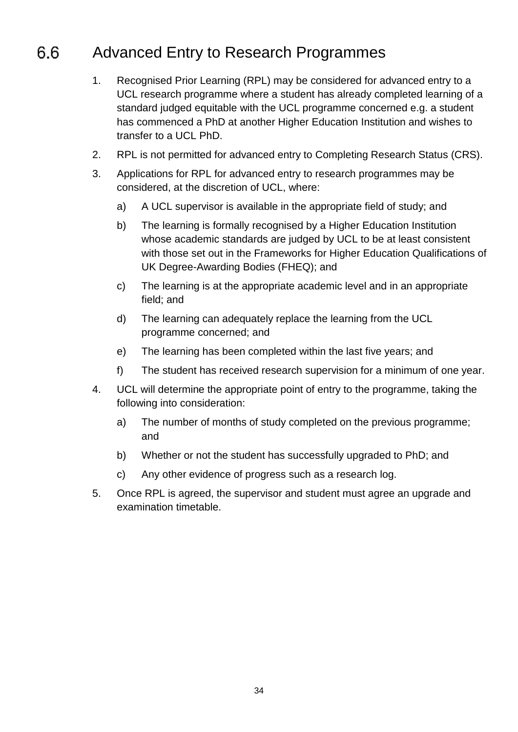## 6.6 Advanced Entry to Research Programmes

1. Recognised Prior Learning (RPL) may be considered for advanced entry to a UCL research programme where a student has already completed learning of a standard judged equitable with the UCL programme concerned e.g. a student has commenced a PhD at another Higher Education Institution and wishes to transfer to a UCL PhD.
2. RPL is not permitted for advanced entry to Completing Research Status (CRS).
3. Applications for RPL for advanced entry to research programmes may be considered, at the discretion of UCL, where:
   a) A UCL supervisor is available in the appropriate field of study; and
   b) The learning is formally recognised by a Higher Education Institution whose academic standards are judged by UCL to be at least consistent with those set out in the Frameworks for Higher Education Qualifications of UK Degree-Awarding Bodies (FHEQ); and
   c) The learning is at the appropriate academic level and in an appropriate field; and
   d) The learning can adequately replace the learning from the UCL programme concerned; and
   e) The learning has been completed within the last five years; and
   f) The student has received research supervision for a minimum of one year.
4. UCL will determine the appropriate point of entry to the programme, taking the following into consideration:
   a) The number of months of study completed on the previous programme; and
   b) Whether or not the student has successfully upgraded to PhD; and
   c) Any other evidence of progress such as a research log.
5. Once RPL is agreed, the supervisor and student must agree an upgrade and examination timetable.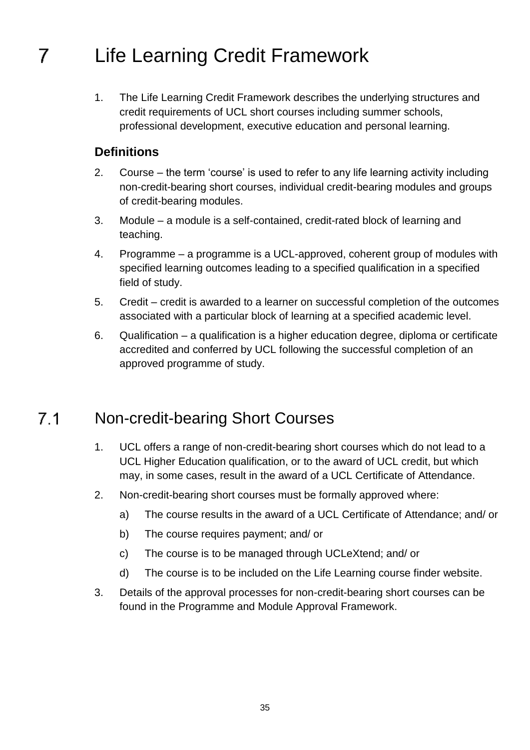# 7 Life Learning Credit Framework

1. The Life Learning Credit Framework describes the underlying structures and credit requirements of UCL short courses including summer schools, professional development, executive education and personal learning.

### Definitions

2. Course – the term ‘course’ is used to refer to any life learning activity including non-credit-bearing short courses, individual credit-bearing modules and groups of credit-bearing modules.
3. Module – a module is a self-contained, credit-rated block of learning and teaching.
4. Programme – a programme is a UCL-approved, coherent group of modules with specified learning outcomes leading to a specified qualification in a specified field of study.
5. Credit – credit is awarded to a learner on successful completion of the outcomes associated with a particular block of learning at a specified academic level.
6. Qualification – a qualification is a higher education degree, diploma or certificate accredited and conferred by UCL following the successful completion of an approved programme of study.

## 7.1 Non-credit-bearing Short Courses

1. UCL offers a range of non-credit-bearing short courses which do not lead to a UCL Higher Education qualification, or to the award of UCL credit, but which may, in some cases, result in the award of a UCL Certificate of Attendance.
2. Non-credit-bearing short courses must be formally approved where:
   a) The course results in the award of a UCL Certificate of Attendance; and/ or
   b) The course requires payment; and/ or
   c) The course is to be managed through UCLeXtend; and/ or
   d) The course is to be included on the Life Learning course finder website.
3. Details of the approval processes for non-credit-bearing short courses can be found in the Programme and Module Approval Framework.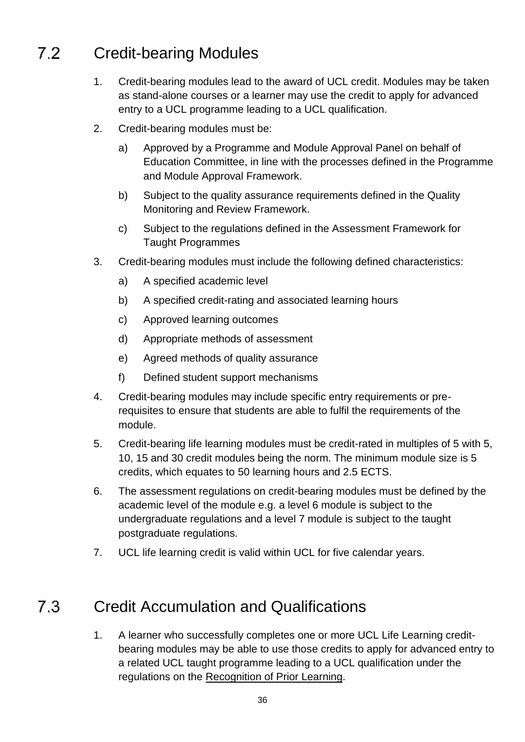## 7.2 Credit-bearing Modules

1. Credit-bearing modules lead to the award of UCL credit. Modules may be taken as stand-alone courses or a learner may use the credit to apply for advanced entry to a UCL programme leading to a UCL qualification.
2. Credit-bearing modules must be:
   a) Approved by a Programme and Module Approval Panel on behalf of Education Committee, in line with the processes defined in the Programme and Module Approval Framework.
   b) Subject to the quality assurance requirements defined in the Quality Monitoring and Review Framework.
   c) Subject to the regulations defined in the Assessment Framework for Taught Programmes
3. Credit-bearing modules must include the following defined characteristics:
   a) A specified academic level
   b) A specified credit-rating and associated learning hours
   c) Approved learning outcomes
   d) Appropriate methods of assessment
   e) Agreed methods of quality assurance
   f) Defined student support mechanisms
4. Credit-bearing modules may include specific entry requirements or pre-requisites to ensure that students are able to fulfil the requirements of the module.
5. Credit-bearing life learning modules must be credit-rated in multiples of 5 with 5, 10, 15 and 30 credit modules being the norm. The minimum module size is 5 credits, which equates to 50 learning hours and 2.5 ECTS.
6. The assessment regulations on credit-bearing modules must be defined by the academic level of the module e.g. a level 6 module is subject to the undergraduate regulations and a level 7 module is subject to the taught postgraduate regulations.
7. UCL life learning credit is valid within UCL for five calendar years.

## 7.3 Credit Accumulation and Qualifications

1. A learner who successfully completes one or more UCL Life Learning credit-bearing modules may be able to use those credits to apply for advanced entry to a related UCL taught programme leading to a UCL qualification under the regulations on the Recognition of Prior Learning.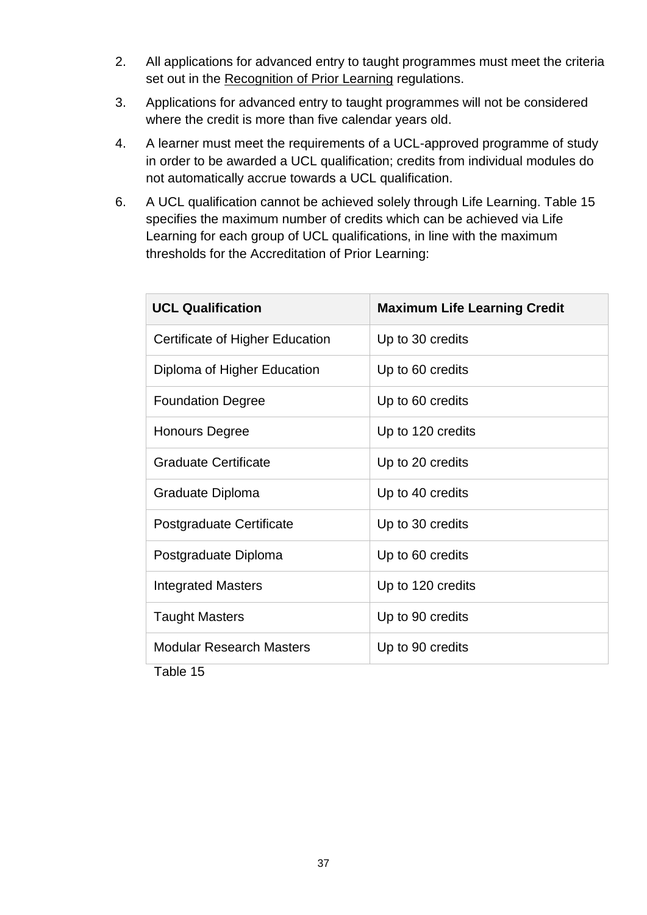2. All applications for advanced entry to taught programmes must meet the criteria set out in the Recognition of Prior Learning regulations.

3. Applications for advanced entry to taught programmes will not be considered where the credit is more than five calendar years old.

4. A learner must meet the requirements of a UCL-approved programme of study in order to be awarded a UCL qualification; credits from individual modules do not automatically accrue towards a UCL qualification.

6. A UCL qualification cannot be achieved solely through Life Learning. Table 15 specifies the maximum number of credits which can be achieved via Life Learning for each group of UCL qualifications, in line with the maximum thresholds for the Accreditation of Prior Learning:

| UCL Qualification | Maximum Life Learning Credit |
|---|---|
| Certificate of Higher Education | Up to 30 credits |
| Diploma of Higher Education | Up to 60 credits |
| Foundation Degree | Up to 60 credits |
| Honours Degree | Up to 120 credits |
| Graduate Certificate | Up to 20 credits |
| Graduate Diploma | Up to 40 credits |
| Postgraduate Certificate | Up to 30 credits |
| Postgraduate Diploma | Up to 60 credits |
| Integrated Masters | Up to 120 credits |
| Taught Masters | Up to 90 credits |
| Modular Research Masters | Up to 90 credits |

Table 15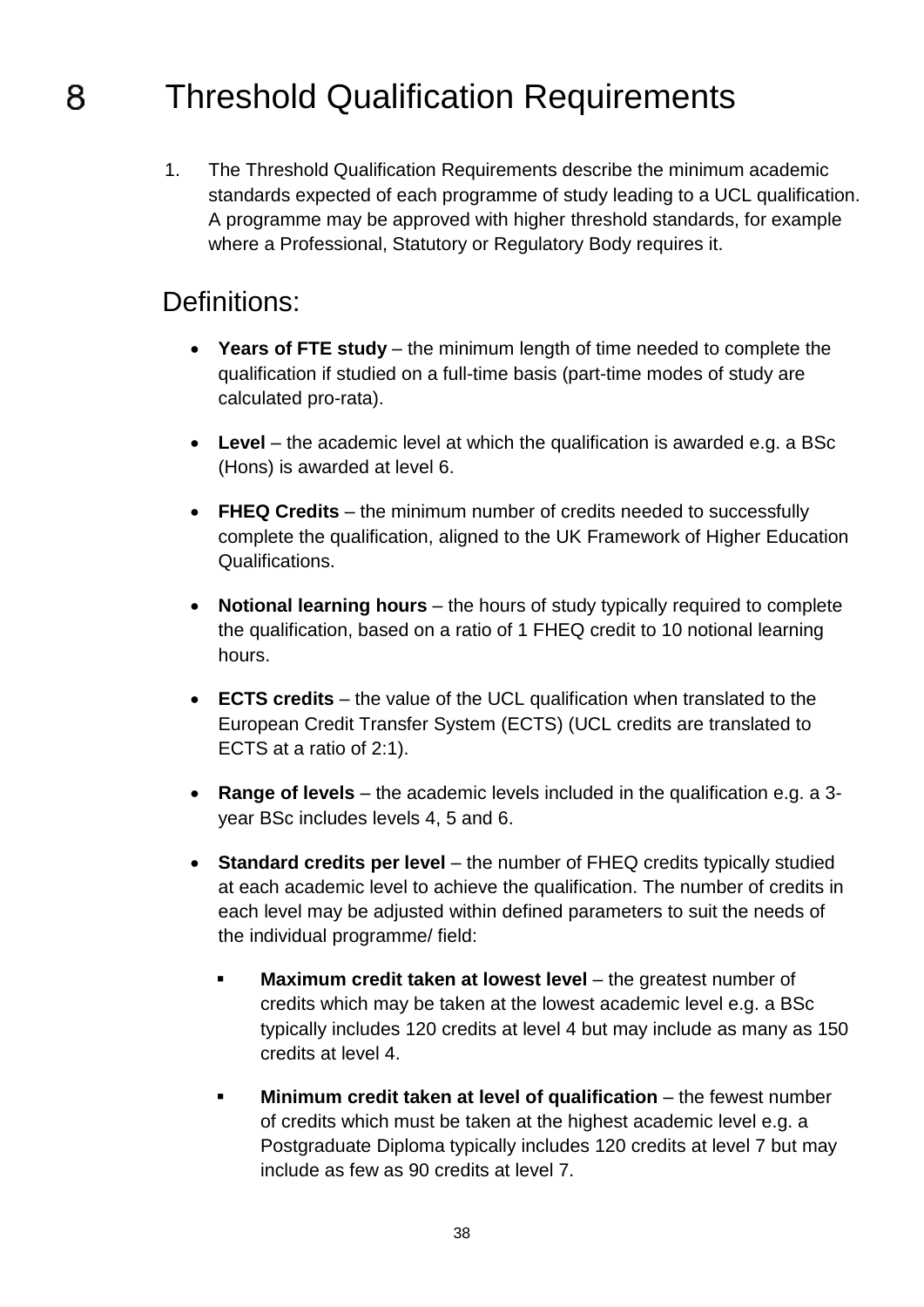# 8 Threshold Qualification Requirements

1. The Threshold Qualification Requirements describe the minimum academic standards expected of each programme of study leading to a UCL qualification. A programme may be approved with higher threshold standards, for example where a Professional, Statutory or Regulatory Body requires it.

## Definitions:

- **Years of FTE study** – the minimum length of time needed to complete the qualification if studied on a full-time basis (part-time modes of study are calculated pro-rata).
- **Level** – the academic level at which the qualification is awarded e.g. a BSc (Hons) is awarded at level 6.
- **FHEQ Credits** – the minimum number of credits needed to successfully complete the qualification, aligned to the UK Framework of Higher Education Qualifications.
- **Notional learning hours** – the hours of study typically required to complete the qualification, based on a ratio of 1 FHEQ credit to 10 notional learning hours.
- **ECTS credits** – the value of the UCL qualification when translated to the European Credit Transfer System (ECTS) (UCL credits are translated to ECTS at a ratio of 2:1).
- **Range of levels** – the academic levels included in the qualification e.g. a 3-year BSc includes levels 4, 5 and 6.
- **Standard credits per level** – the number of FHEQ credits typically studied at each academic level to achieve the qualification. The number of credits in each level may be adjusted within defined parameters to suit the needs of the individual programme/ field:
  - **Maximum credit taken at lowest level** – the greatest number of credits which may be taken at the lowest academic level e.g. a BSc typically includes 120 credits at level 4 but may include as many as 150 credits at level 4.
  - **Minimum credit taken at level of qualification** – the fewest number of credits which must be taken at the highest academic level e.g. a Postgraduate Diploma typically includes 120 credits at level 7 but may include as few as 90 credits at level 7.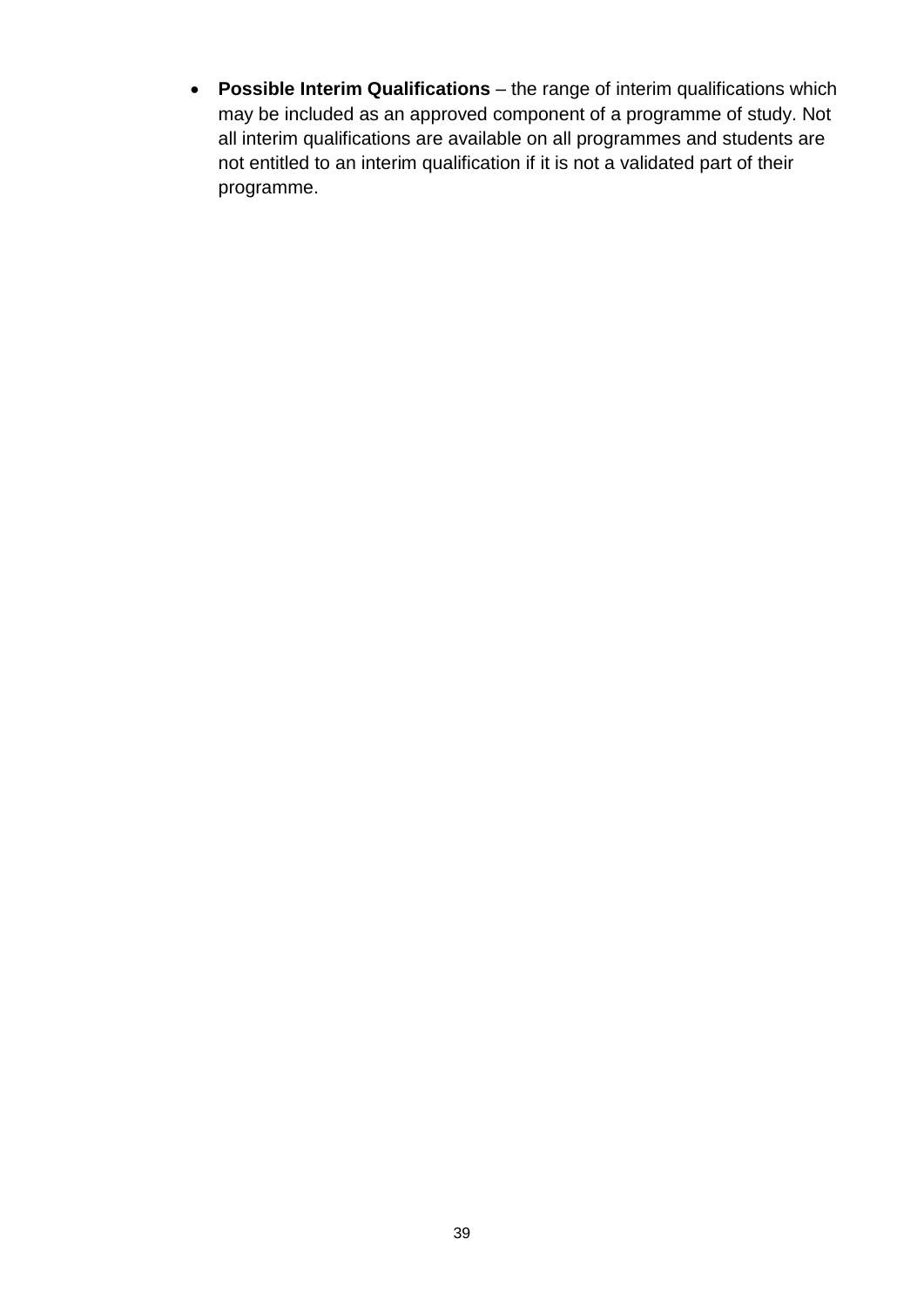- **Possible Interim Qualifications** – the range of interim qualifications which may be included as an approved component of a programme of study. Not all interim qualifications are available on all programmes and students are not entitled to an interim qualification if it is not a validated part of their programme.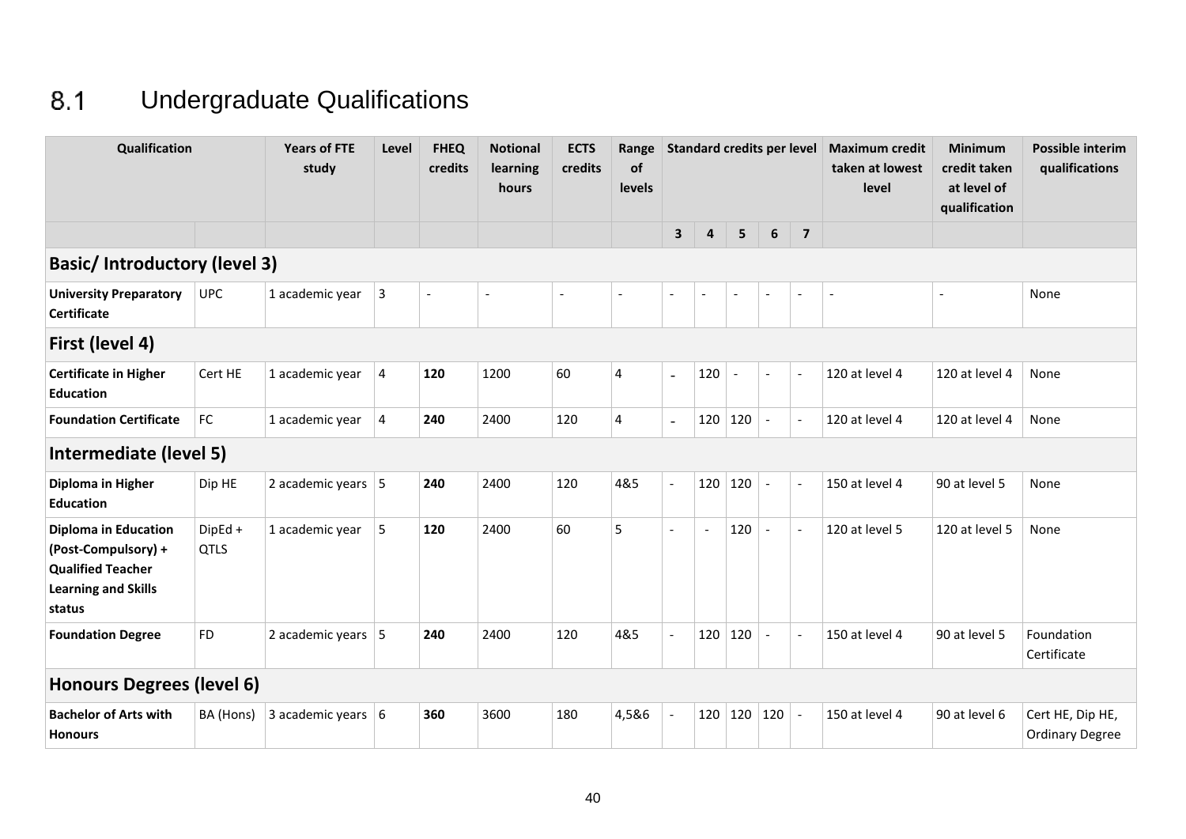## 8.1 Undergraduate Qualifications

| Qualification | | Years of FTE study | Level | FHEQ credits | Notional learning hours | ECTS credits | Range of levels | Standard credits per level | | | | | Maximum credit taken at lowest level | Minimum credit taken at level of qualification | Possible interim qualifications |
|---|---|---|---|---|---|---|---|---|---|---|---|---|---|---|---|
| | | | | | | | | 3 | 4 | 5 | 6 | 7 | | | |
| **Basic/ Introductory (level 3)** | | | | | | | | | | | | | | | |
| **University Preparatory Certificate** | UPC | 1 academic year | 3 | - | - | - | - | - | - | - | - | - | - | - | None |
| **First (level 4)** | | | | | | | | | | | | | | | |
| **Certificate in Higher Education** | Cert HE | 1 academic year | 4 | **120** | 1200 | 60 | 4 | - | 120 | - | - | - | 120 at level 4 | 120 at level 4 | None |
| **Foundation Certificate** | FC | 1 academic year | 4 | **240** | 2400 | 120 | 4 | - | 120 | 120 | - | - | 120 at level 4 | 120 at level 4 | None |
| **Intermediate (level 5)** | | | | | | | | | | | | | | | |
| **Diploma in Higher Education** | Dip HE | 2 academic years | 5 | **240** | 2400 | 120 | 4&5 | - | 120 | 120 | - | - | 150 at level 4 | 90 at level 5 | None |
| **Diploma in Education (Post-Compulsory) + Qualified Teacher Learning and Skills status** | DipEd + QTLS | 1 academic year | 5 | **120** | 2400 | 60 | 5 | - | - | 120 | - | - | 120 at level 5 | 120 at level 5 | None |
| **Foundation Degree** | FD | 2 academic years | 5 | **240** | 2400 | 120 | 4&5 | - | 120 | 120 | - | - | 150 at level 4 | 90 at level 5 | Foundation Certificate |
| **Honours Degrees (level 6)** | | | | | | | | | | | | | | | |
| **Bachelor of Arts with Honours** | BA (Hons) | 3 academic years | 6 | **360** | 3600 | 180 | 4,5&6 | - | 120 | 120 | 120 | - | 150 at level 4 | 90 at level 6 | Cert HE, Dip HE, Ordinary Degree |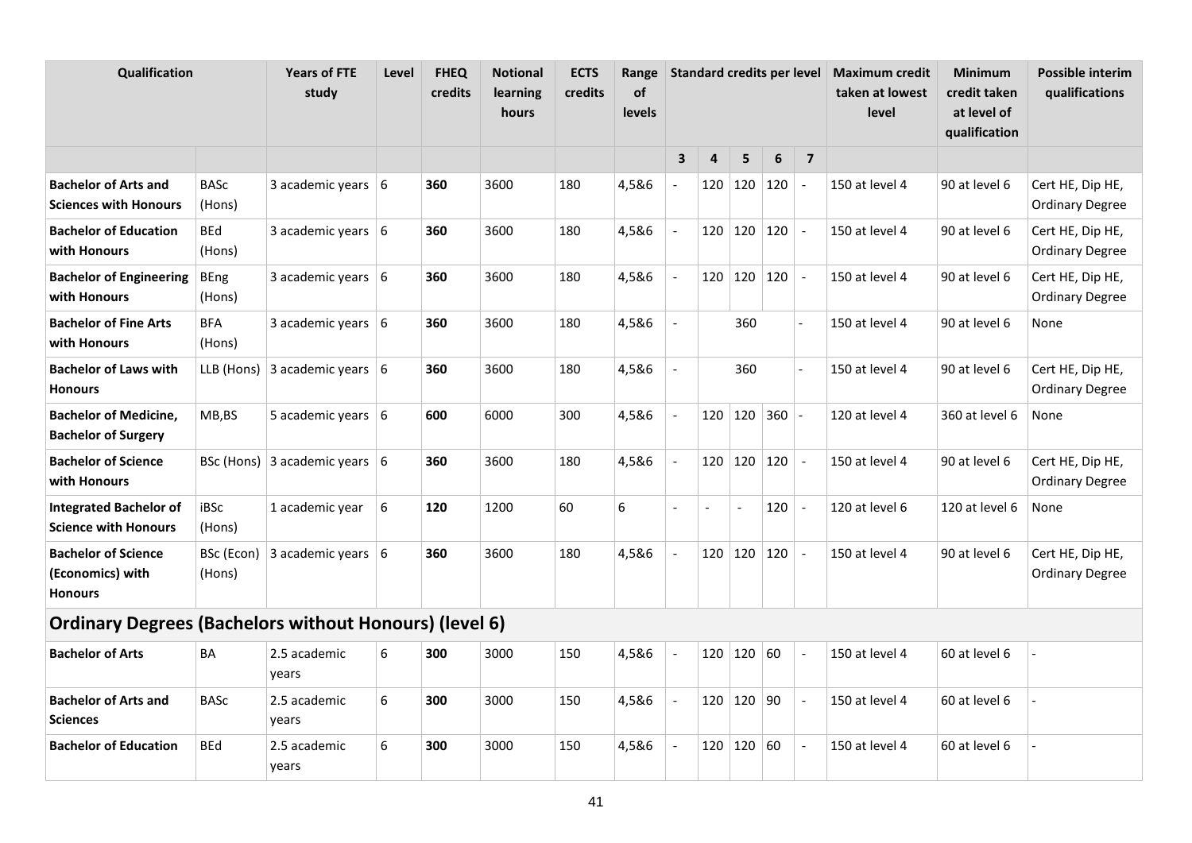| Qualification | | Years of FTE study | Level | FHEQ credits | Notional learning hours | ECTS credits | Range of levels | Standard credits per level | | | | | Maximum credit taken at lowest level | Minimum credit taken at level of qualification | Possible interim qualifications |
|---|---|---|---|---|---|---|---|---|---|---|---|---|---|---|---|
| | | | | | | | | 3 | 4 | 5 | 6 | 7 | | | |
| **Bachelor of Arts and Sciences with Honours** | BASc (Hons) | 3 academic years | 6 | **360** | 3600 | 180 | 4,5&6 | - | 120 | 120 | 120 | - | 150 at level 4 | 90 at level 6 | Cert HE, Dip HE, Ordinary Degree |
| **Bachelor of Education with Honours** | BEd (Hons) | 3 academic years | 6 | **360** | 3600 | 180 | 4,5&6 | - | 120 | 120 | 120 | - | 150 at level 4 | 90 at level 6 | Cert HE, Dip HE, Ordinary Degree |
| **Bachelor of Engineering with Honours** | BEng (Hons) | 3 academic years | 6 | **360** | 3600 | 180 | 4,5&6 | - | 120 | 120 | 120 | - | 150 at level 4 | 90 at level 6 | Cert HE, Dip HE, Ordinary Degree |
| **Bachelor of Fine Arts with Honours** | BFA (Hons) | 3 academic years | 6 | **360** | 3600 | 180 | 4,5&6 | - | | 360 | | - | 150 at level 4 | 90 at level 6 | None |
| **Bachelor of Laws with Honours** | LLB (Hons) | 3 academic years | 6 | **360** | 3600 | 180 | 4,5&6 | - | | 360 | | - | 150 at level 4 | 90 at level 6 | Cert HE, Dip HE, Ordinary Degree |
| **Bachelor of Medicine, Bachelor of Surgery** | MB,BS | 5 academic years | 6 | **600** | 6000 | 300 | 4,5&6 | - | 120 | 120 | 360 | - | 120 at level 4 | 360 at level 6 | None |
| **Bachelor of Science with Honours** | BSc (Hons) | 3 academic years | 6 | **360** | 3600 | 180 | 4,5&6 | - | 120 | 120 | 120 | - | 150 at level 4 | 90 at level 6 | Cert HE, Dip HE, Ordinary Degree |
| **Integrated Bachelor of Science with Honours** | iBSc (Hons) | 1 academic year | 6 | **120** | 1200 | 60 | 6 | - | - | - | 120 | - | 120 at level 6 | 120 at level 6 | None |
| **Bachelor of Science (Economics) with Honours** | BSc (Econ) (Hons) | 3 academic years | 6 | **360** | 3600 | 180 | 4,5&6 | - | 120 | 120 | 120 | - | 150 at level 4 | 90 at level 6 | Cert HE, Dip HE, Ordinary Degree |
| **Ordinary Degrees (Bachelors without Honours) (level 6)** | | | | | | | | | | | | | | | |
| **Bachelor of Arts** | BA | 2.5 academic years | 6 | **300** | 3000 | 150 | 4,5&6 | - | 120 | 120 | 60 | - | 150 at level 4 | 60 at level 6 | - |
| **Bachelor of Arts and Sciences** | BASc | 2.5 academic years | 6 | **300** | 3000 | 150 | 4,5&6 | - | 120 | 120 | 90 | - | 150 at level 4 | 60 at level 6 | - |
| **Bachelor of Education** | BEd | 2.5 academic years | 6 | **300** | 3000 | 150 | 4,5&6 | - | 120 | 120 | 60 | - | 150 at level 4 | 60 at level 6 | - |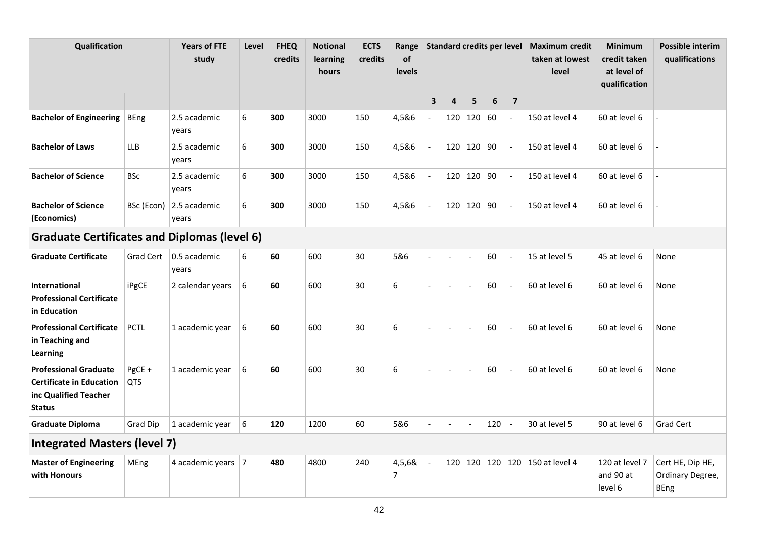| Qualification | | Years of FTE study | Level | FHEQ credits | Notional learning hours | ECTS credits | Range of levels | Standard credits per level | | | | | Maximum credit taken at lowest level | Minimum credit taken at level of qualification | Possible interim qualifications |
|---|---|---|---|---|---|---|---|---|---|---|---|---|---|---|---|
| | | | | | | | | 3 | 4 | 5 | 6 | 7 | | | |
| **Bachelor of Engineering** | BEng | 2.5 academic years | 6 | **300** | 3000 | 150 | 4,5&6 | - | 120 | 120 | 60 | - | 150 at level 4 | 60 at level 6 | - |
| **Bachelor of Laws** | LLB | 2.5 academic years | 6 | **300** | 3000 | 150 | 4,5&6 | - | 120 | 120 | 90 | - | 150 at level 4 | 60 at level 6 | - |
| **Bachelor of Science** | BSc | 2.5 academic years | 6 | **300** | 3000 | 150 | 4,5&6 | - | 120 | 120 | 90 | - | 150 at level 4 | 60 at level 6 | - |
| **Bachelor of Science (Economics)** | BSc (Econ) | 2.5 academic years | 6 | **300** | 3000 | 150 | 4,5&6 | - | 120 | 120 | 90 | - | 150 at level 4 | 60 at level 6 | - |
| **Graduate Certificates and Diplomas (level 6)** | | | | | | | | | | | | | | | |
| **Graduate Certificate** | Grad Cert | 0.5 academic years | 6 | **60** | 600 | 30 | 5&6 | - | - | - | 60 | - | 15 at level 5 | 45 at level 6 | None |
| **International Professional Certificate in Education** | iPgCE | 2 calendar years | 6 | **60** | 600 | 30 | 6 | - | - | - | 60 | - | 60 at level 6 | 60 at level 6 | None |
| **Professional Certificate in Teaching and Learning** | PCTL | 1 academic year | 6 | **60** | 600 | 30 | 6 | - | - | - | 60 | - | 60 at level 6 | 60 at level 6 | None |
| **Professional Graduate Certificate in Education inc Qualified Teacher Status** | PgCE + QTS | 1 academic year | 6 | **60** | 600 | 30 | 6 | - | - | - | 60 | - | 60 at level 6 | 60 at level 6 | None |
| **Graduate Diploma** | Grad Dip | 1 academic year | 6 | **120** | 1200 | 60 | 5&6 | - | - | - | 120 | - | 30 at level 5 | 90 at level 6 | Grad Cert |
| **Integrated Masters (level 7)** | | | | | | | | | | | | | | | |
| **Master of Engineering with Honours** | MEng | 4 academic years | 7 | **480** | 4800 | 240 | 4,5,6& 7 | - | 120 | 120 | 120 | 120 | 150 at level 4 | 120 at level 7 and 90 at level 6 | Cert HE, Dip HE, Ordinary Degree, BEng |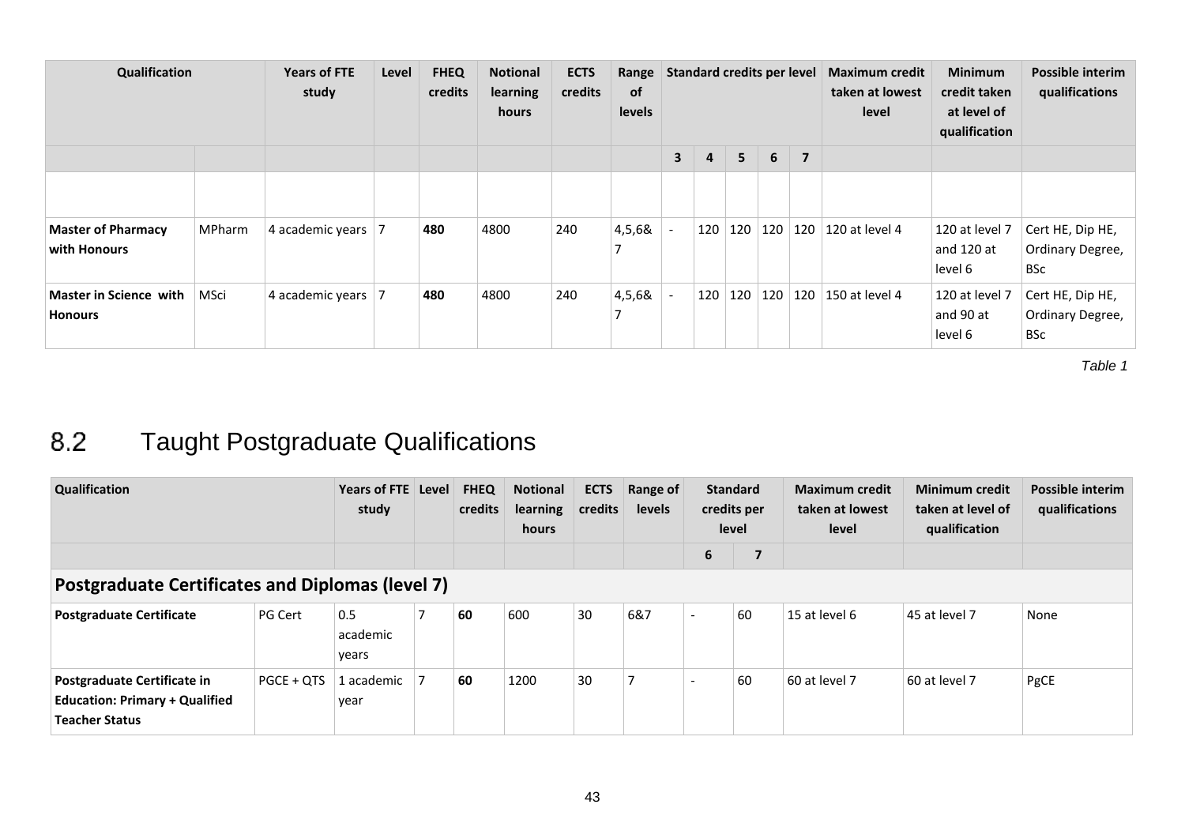| Qualification | | Years of FTE study | Level | FHEQ credits | Notional learning hours | ECTS credits | Range of levels | Standard credits per level | | | | | Maximum credit taken at lowest level | Minimum credit taken at level of qualification | Possible interim qualifications |
|---|---|---|---|---|---|---|---|---|---|---|---|---|---|---|---|
| | | | | | | | | 3 | 4 | 5 | 6 | 7 | | | |
| | | | | | | | | | | | | | | | |
| **Master of Pharmacy with Honours** | MPharm | 4 academic years | 7 | **480** | 4800 | 240 | 4,5,6& 7 | - | 120 | 120 | 120 | 120 | 120 at level 4 | 120 at level 7 and 120 at level 6 | Cert HE, Dip HE, Ordinary Degree, BSc |
| **Master in Science with Honours** | MSci | 4 academic years | 7 | **480** | 4800 | 240 | 4,5,6& 7 | - | 120 | 120 | 120 | 120 | 150 at level 4 | 120 at level 7 and 90 at level 6 | Cert HE, Dip HE, Ordinary Degree, BSc |

*Table 1*

## 8.2 Taught Postgraduate Qualifications

| Qualification | | Years of FTE study | Level | FHEQ credits | Notional learning hours | ECTS credits | Range of levels | Standard credits per level | | Maximum credit taken at lowest level | Minimum credit taken at level of qualification | Possible interim qualifications |
|---|---|---|---|---|---|---|---|---|---|---|---|---|
| | | | | | | | | 6 | 7 | | | |
| **Postgraduate Certificates and Diplomas (level 7)** | | | | | | | | | | | | |
| **Postgraduate Certificate** | PG Cert | 0.5 academic years | 7 | **60** | 600 | 30 | 6&7 | - | 60 | 15 at level 6 | 45 at level 7 | None |
| **Postgraduate Certificate in Education: Primary + Qualified Teacher Status** | PGCE + QTS | 1 academic year | 7 | **60** | 1200 | 30 | 7 | - | 60 | 60 at level 7 | 60 at level 7 | PgCE |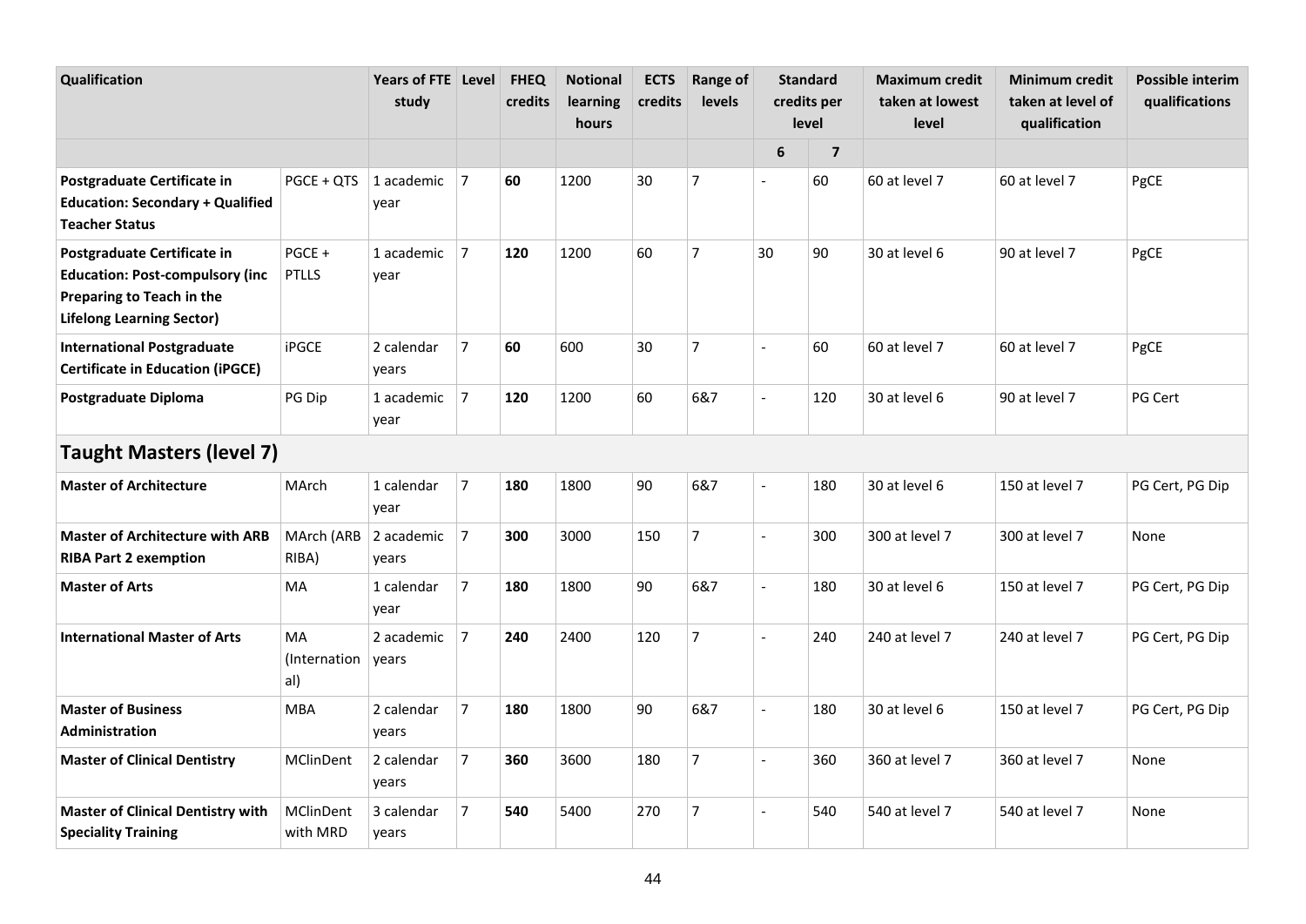| Qualification | | Years of FTE study | Level | FHEQ credits | Notional learning hours | ECTS credits | Range of levels | Standard credits per level | | Maximum credit taken at lowest level | Minimum credit taken at level of qualification | Possible interim qualifications |
|---|---|---|---|---|---|---|---|---|---|---|---|---|
| | | | | | | | | 6 | 7 | | | |
| **Postgraduate Certificate in Education: Secondary + Qualified Teacher Status** | PGCE + QTS | 1 academic year | 7 | **60** | 1200 | 30 | 7 | - | 60 | 60 at level 7 | 60 at level 7 | PgCE |
| **Postgraduate Certificate in Education: Post-compulsory (inc Preparing to Teach in the Lifelong Learning Sector)** | PGCE + PTLLS | 1 academic year | 7 | **120** | 1200 | 60 | 7 | 30 | 90 | 30 at level 6 | 90 at level 7 | PgCE |
| **International Postgraduate Certificate in Education (iPGCE)** | iPGCE | 2 calendar years | 7 | **60** | 600 | 30 | 7 | - | 60 | 60 at level 7 | 60 at level 7 | PgCE |
| **Postgraduate Diploma** | PG Dip | 1 academic year | 7 | **120** | 1200 | 60 | 6&7 | - | 120 | 30 at level 6 | 90 at level 7 | PG Cert |
| **Taught Masters (level 7)** | | | | | | | | | | | | |
| **Master of Architecture** | MArch | 1 calendar year | 7 | **180** | 1800 | 90 | 6&7 | - | 180 | 30 at level 6 | 150 at level 7 | PG Cert, PG Dip |
| **Master of Architecture with ARB RIBA Part 2 exemption** | MArch (ARB RIBA) | 2 academic years | 7 | **300** | 3000 | 150 | 7 | - | 300 | 300 at level 7 | 300 at level 7 | None |
| **Master of Arts** | MA | 1 calendar year | 7 | **180** | 1800 | 90 | 6&7 | - | 180 | 30 at level 6 | 150 at level 7 | PG Cert, PG Dip |
| **International Master of Arts** | MA (International) | 2 academic years | 7 | **240** | 2400 | 120 | 7 | - | 240 | 240 at level 7 | 240 at level 7 | PG Cert, PG Dip |
| **Master of Business Administration** | MBA | 2 calendar years | 7 | **180** | 1800 | 90 | 6&7 | - | 180 | 30 at level 6 | 150 at level 7 | PG Cert, PG Dip |
| **Master of Clinical Dentistry** | MClinDent | 2 calendar years | 7 | **360** | 3600 | 180 | 7 | - | 360 | 360 at level 7 | 360 at level 7 | None |
| **Master of Clinical Dentistry with Speciality Training** | MClinDent with MRD | 3 calendar years | 7 | **540** | 5400 | 270 | 7 | - | 540 | 540 at level 7 | 540 at level 7 | None |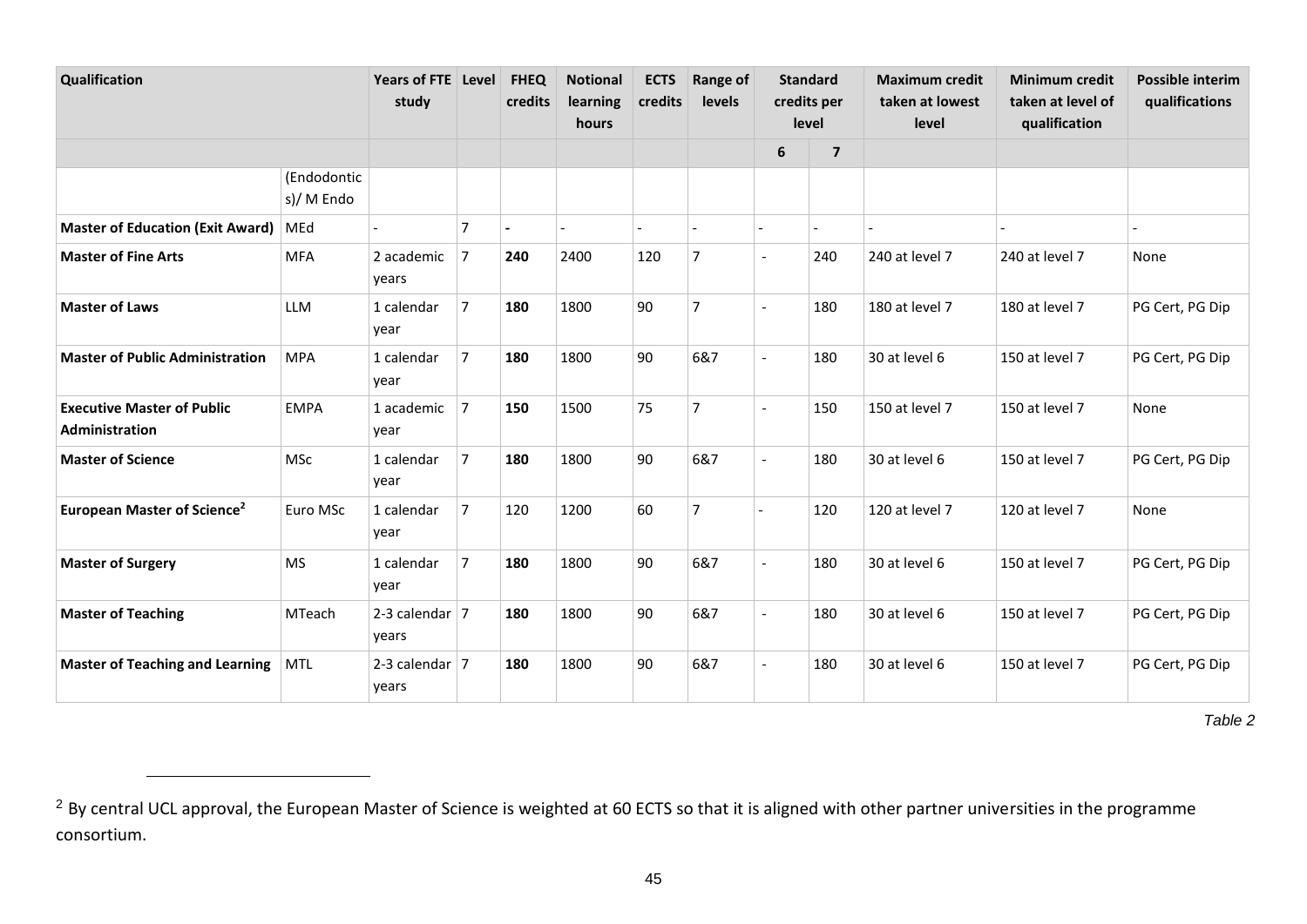| Qualification | | Years of FTE study | Level | FHEQ credits | Notional learning hours | ECTS credits | Range of levels | Standard credits per level | | Maximum credit taken at lowest level | Minimum credit taken at level of qualification | Possible interim qualifications |
|---|---|---|---|---|---|---|---|---|---|---|---|---|
| | | | | | | | | 6 | 7 | | | |
| | (Endodontics)/ M Endo | | | | | | | | | | | |
| **Master of Education (Exit Award)** | MEd | - | 7 | **-** | - | - | - | - | - | - | - | - |
| **Master of Fine Arts** | MFA | 2 academic years | 7 | **240** | 2400 | 120 | 7 | - | 240 | 240 at level 7 | 240 at level 7 | None |
| **Master of Laws** | LLM | 1 calendar year | 7 | **180** | 1800 | 90 | 7 | - | 180 | 180 at level 7 | 180 at level 7 | PG Cert, PG Dip |
| **Master of Public Administration** | MPA | 1 calendar year | 7 | **180** | 1800 | 90 | 6&7 | - | 180 | 30 at level 6 | 150 at level 7 | PG Cert, PG Dip |
| **Executive Master of Public Administration** | EMPA | 1 academic year | 7 | **150** | 1500 | 75 | 7 | - | 150 | 150 at level 7 | 150 at level 7 | None |
| **Master of Science** | MSc | 1 calendar year | 7 | **180** | 1800 | 90 | 6&7 | - | 180 | 30 at level 6 | 150 at level 7 | PG Cert, PG Dip |
| **European Master of Science**[2] | Euro MSc | 1 calendar year | 7 | 120 | 1200 | 60 | 7 | - | 120 | 120 at level 7 | 120 at level 7 | None |
| **Master of Surgery** | MS | 1 calendar year | 7 | **180** | 1800 | 90 | 6&7 | - | 180 | 30 at level 6 | 150 at level 7 | PG Cert, PG Dip |
| **Master of Teaching** | MTeach | 2-3 calendar years | 7 | **180** | 1800 | 90 | 6&7 | - | 180 | 30 at level 6 | 150 at level 7 | PG Cert, PG Dip |
| **Master of Teaching and Learning** | MTL | 2-3 calendar years | 7 | **180** | 1800 | 90 | 6&7 | - | 180 | 30 at level 6 | 150 at level 7 | PG Cert, PG Dip |

*Table 2*

[2] By central UCL approval, the European Master of Science is weighted at 60 ECTS so that it is aligned with other partner universities in the programme consortium.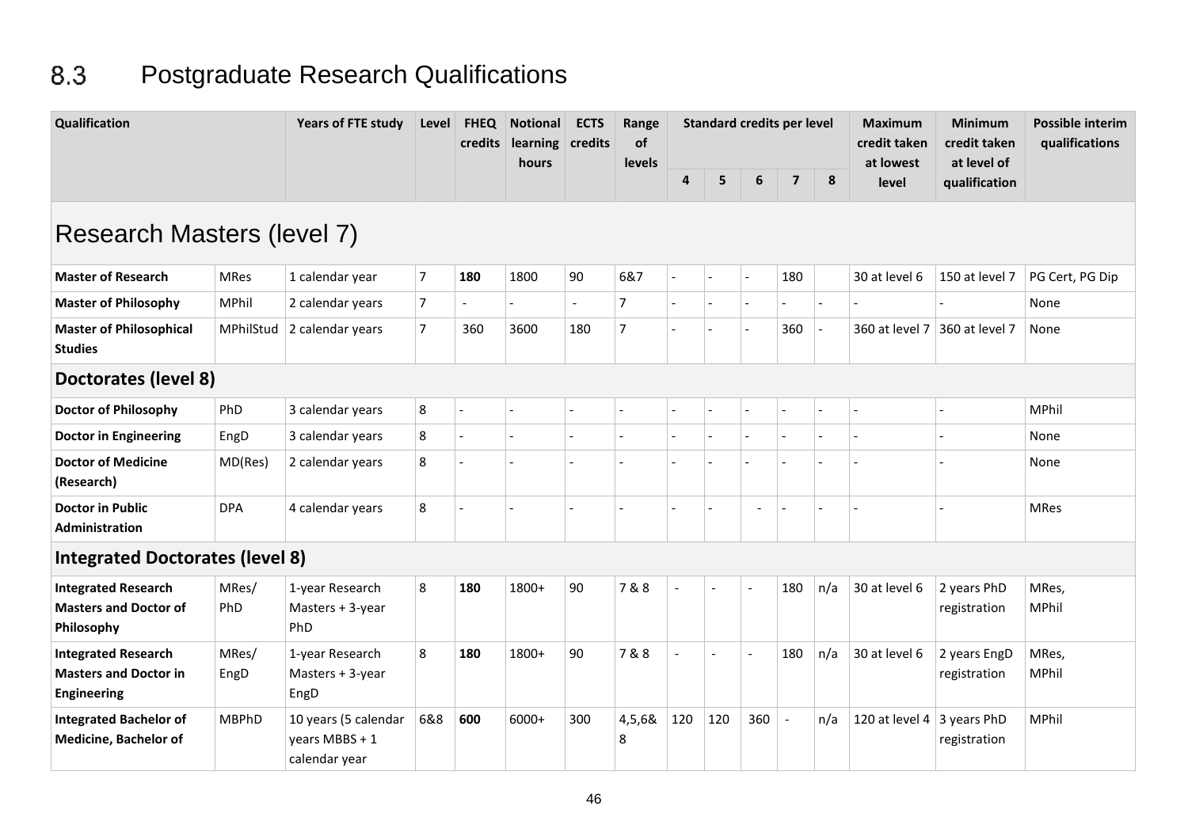## 8.3 Postgraduate Research Qualifications

| Qualification | | Years of FTE study | Level | FHEQ credits | Notional learning hours | ECTS credits | Range of levels | Standard credits per level | | | | | Maximum credit taken at lowest level | Minimum credit taken at level of qualification | Possible interim qualifications |
|---|---|---|---|---|---|---|---|---|---|---|---|---|---|---|---|
| | | | | | | | | 4 | 5 | 6 | 7 | 8 | | | |
| **Research Masters (level 7)** | | | | | | | | | | | | | | | |
| **Master of Research** | MRes | 1 calendar year | 7 | **180** | 1800 | 90 | 6&7 | - | - | - | 180 | | 30 at level 6 | 150 at level 7 | PG Cert, PG Dip |
| **Master of Philosophy** | MPhil | 2 calendar years | 7 | - | - | - | 7 | - | - | - | - | - | - | - | None |
| **Master of Philosophical Studies** | MPhilStud | 2 calendar years | 7 | 360 | 3600 | 180 | 7 | - | - | - | 360 | - | 360 at level 7 | 360 at level 7 | None |
| **Doctorates (level 8)** | | | | | | | | | | | | | | | |
| **Doctor of Philosophy** | PhD | 3 calendar years | 8 | - | - | - | - | - | - | - | - | - | - | - | MPhil |
| **Doctor in Engineering** | EngD | 3 calendar years | 8 | - | - | - | - | - | - | - | - | - | - | - | None |
| **Doctor of Medicine (Research)** | MD(Res) | 2 calendar years | 8 | - | - | - | - | - | - | - | - | - | - | - | None |
| **Doctor in Public Administration** | DPA | 4 calendar years | 8 | - | - | - | - | - | - | - | - | - | - | - | MRes |
| **Integrated Doctorates (level 8)** | | | | | | | | | | | | | | | |
| **Integrated Research Masters and Doctor of Philosophy** | MRes/ PhD | 1-year Research Masters + 3-year PhD | 8 | **180** | 1800+ | 90 | 7 & 8 | - | - | - | 180 | n/a | 30 at level 6 | 2 years PhD registration | MRes, MPhil |
| **Integrated Research Masters and Doctor in Engineering** | MRes/ EngD | 1-year Research Masters + 3-year EngD | 8 | **180** | 1800+ | 90 | 7 & 8 | - | - | - | 180 | n/a | 30 at level 6 | 2 years EngD registration | MRes, MPhil |
| **Integrated Bachelor of Medicine, Bachelor of** | MBPhD | 10 years (5 calendar years MBBS + 1 calendar year | 6&8 | **600** | 6000+ | 300 | 4,5,6& 8 | 120 | 120 | 360 | - | n/a | 120 at level 4 | 3 years PhD registration | MPhil |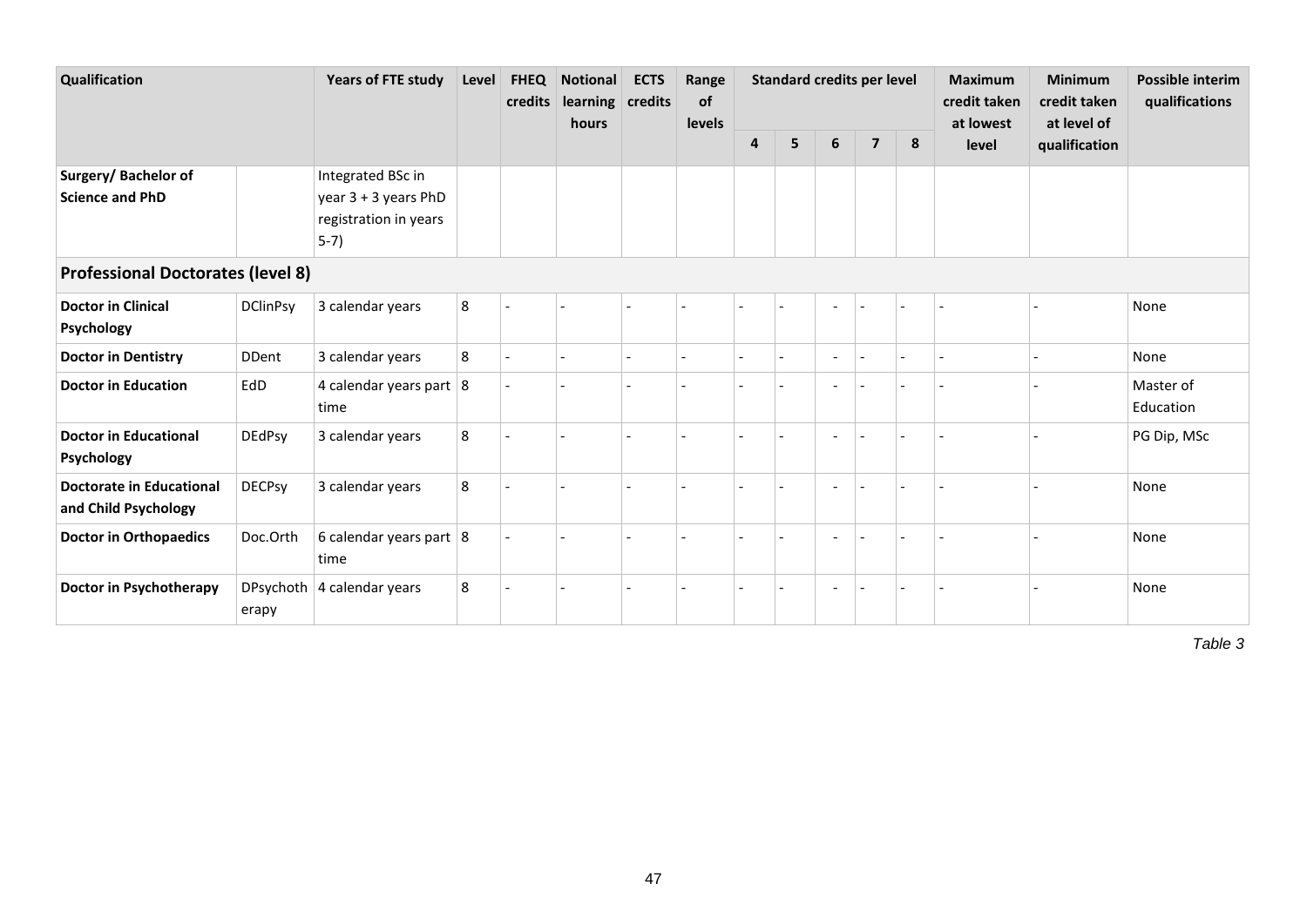| Qualification | | Years of FTE study | Level | FHEQ credits | Notional learning hours | ECTS credits | Range of levels | Standard credits per level | | | | | Maximum credit taken at lowest level | Minimum credit taken at level of qualification | Possible interim qualifications |
|---|---|---|---|---|---|---|---|---|---|---|---|---|---|---|---|
| | | | | | | | | 4 | 5 | 6 | 7 | 8 | | | |
| **Surgery/ Bachelor of Science and PhD** | | Integrated BSc in year 3 + 3 years PhD registration in years 5-7) | | | | | | | | | | | | | |
| **Professional Doctorates (level 8)** | | | | | | | | | | | | | | | |
| **Doctor in Clinical Psychology** | DClinPsy | 3 calendar years | 8 | - | - | - | - | - | - | - | - | - | - | - | None |
| **Doctor in Dentistry** | DDent | 3 calendar years | 8 | - | - | - | - | - | - | - | - | - | - | - | None |
| **Doctor in Education** | EdD | 4 calendar years part time | 8 | - | - | - | - | - | - | - | - | - | - | - | Master of Education |
| **Doctor in Educational Psychology** | DEdPsy | 3 calendar years | 8 | - | - | - | - | - | - | - | - | - | - | - | PG Dip, MSc |
| **Doctorate in Educational and Child Psychology** | DECPsy | 3 calendar years | 8 | - | - | - | - | - | - | - | - | - | - | - | None |
| **Doctor in Orthopaedics** | Doc.Orth | 6 calendar years part time | 8 | - | - | - | - | - | - | - | - | - | - | - | None |
| **Doctor in Psychotherapy** | DPsychotherapy | 4 calendar years | 8 | - | - | - | - | - | - | - | - | - | - | - | None |

*Table 3*